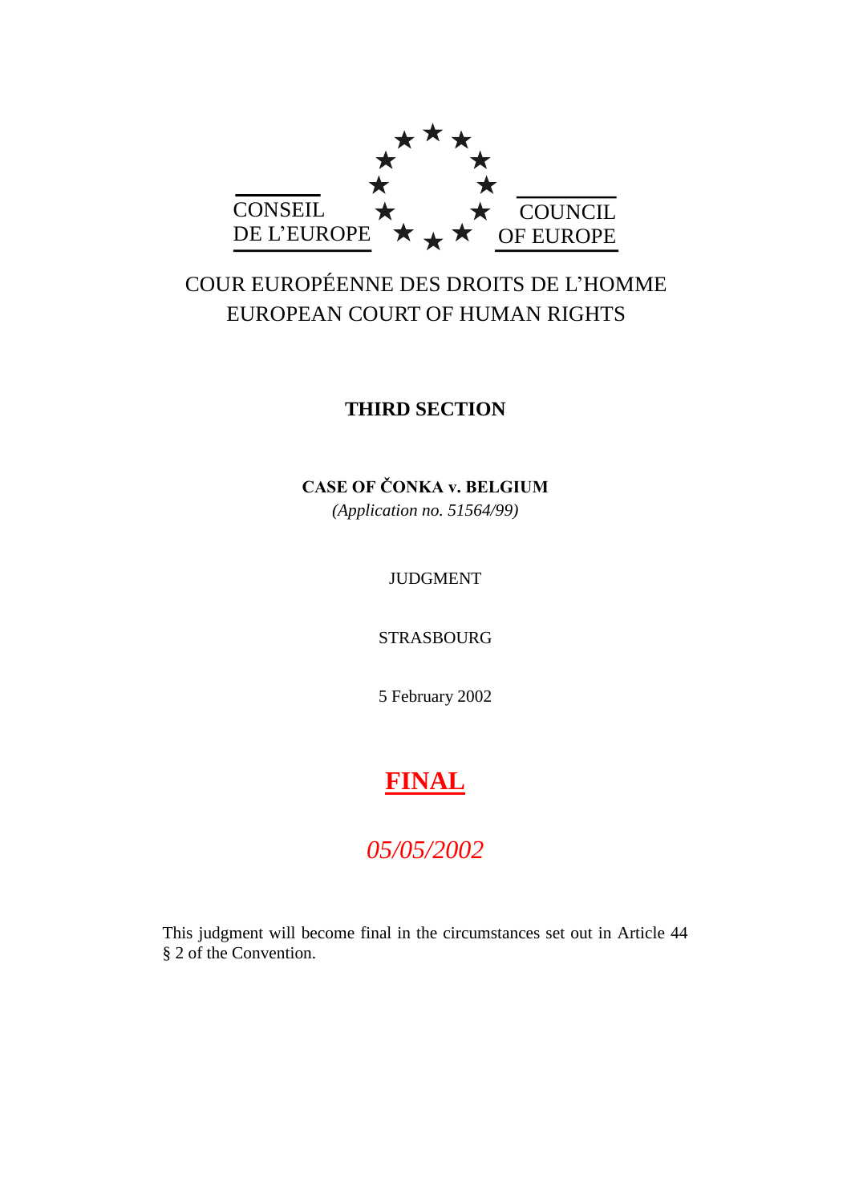CONSEIL DE L'EUROPE

COUNCIL OF EUROPE

COUR EUROPÉENNE DES DROITS DE L'HOMME
EUROPEAN COURT OF HUMAN RIGHTS

**THIRD SECTION**

**CASE OF ČONKA v. BELGIUM**

*(Application no. 51564/99)*

JUDGMENT

STRASBOURG

5 February 2002

**FINAL**

*05/05/2002*

This judgment will become final in the circumstances set out in Article 44 § 2 of the Convention.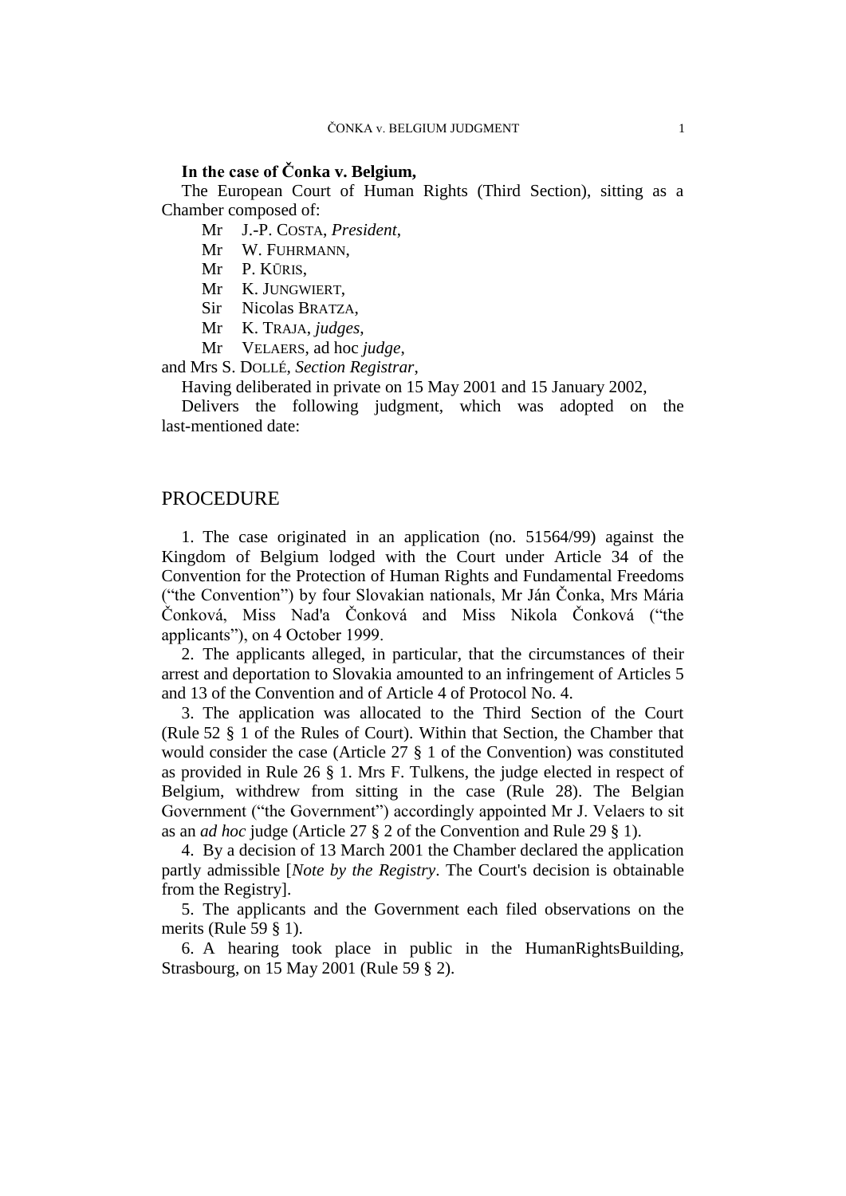**In the case of Čonka v. Belgium,**

The European Court of Human Rights (Third Section), sitting as a Chamber composed of:

Mr J.-P. COSTA, *President*,
Mr W. FUHRMANN,
Mr P. KŪRIS,
Mr K. JUNGWIERT,
Sir Nicolas BRATZA,
Mr K. TRAJA, *judges*,
Mr VELAERS, ad hoc *judge*,

and Mrs S. DOLLÉ, *Section Registrar*,

Having deliberated in private on 15 May 2001 and 15 January 2002,

Delivers the following judgment, which was adopted on the last-mentioned date:

# PROCEDURE

1. The case originated in an application (no. 51564/99) against the Kingdom of Belgium lodged with the Court under Article 34 of the Convention for the Protection of Human Rights and Fundamental Freedoms ("the Convention") by four Slovakian nationals, Mr Ján Čonka, Mrs Mária Čonková, Miss Nad'a Čonková and Miss Nikola Čonková ("the applicants"), on 4 October 1999.

2. The applicants alleged, in particular, that the circumstances of their arrest and deportation to Slovakia amounted to an infringement of Articles 5 and 13 of the Convention and of Article 4 of Protocol No. 4.

3. The application was allocated to the Third Section of the Court (Rule 52 § 1 of the Rules of Court). Within that Section, the Chamber that would consider the case (Article 27 § 1 of the Convention) was constituted as provided in Rule 26 § 1. Mrs F. Tulkens, the judge elected in respect of Belgium, withdrew from sitting in the case (Rule 28). The Belgian Government ("the Government") accordingly appointed Mr J. Velaers to sit as an *ad hoc* judge (Article 27 § 2 of the Convention and Rule 29 § 1).

4. By a decision of 13 March 2001 the Chamber declared the application partly admissible [*Note by the Registry*. The Court's decision is obtainable from the Registry].

5. The applicants and the Government each filed observations on the merits (Rule 59 § 1).

6. A hearing took place in public in the HumanRightsBuilding, Strasbourg, on 15 May 2001 (Rule 59 § 2).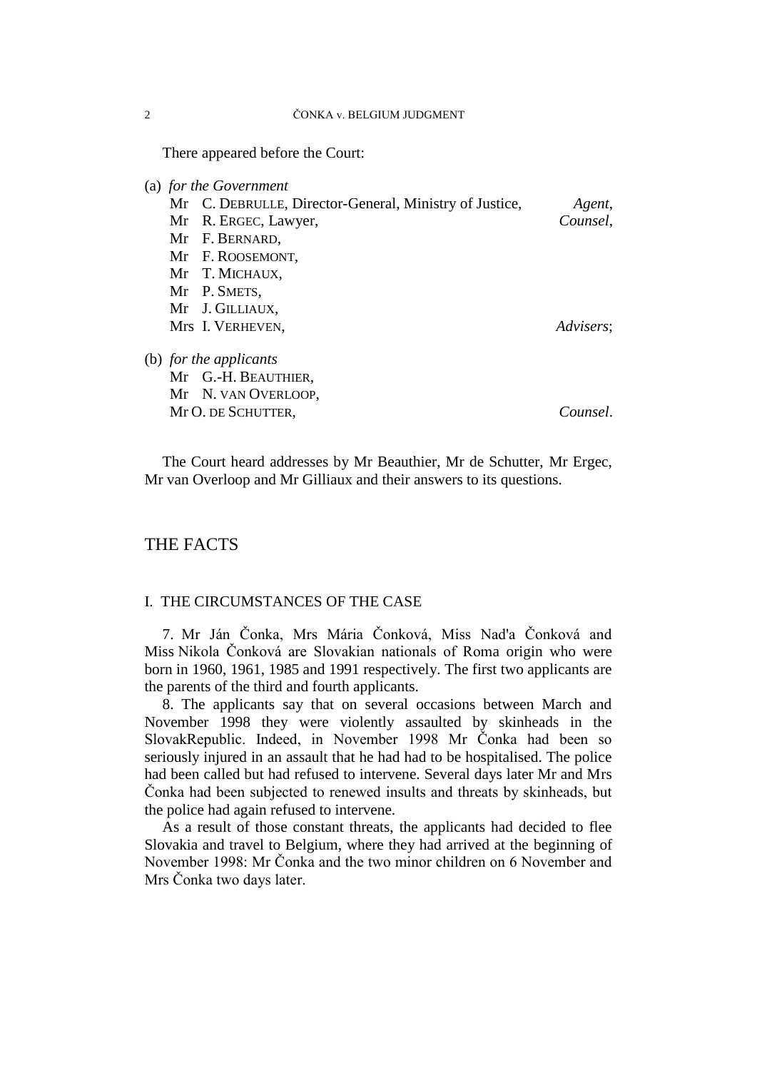There appeared before the Court:

(a) *for the Government*

Mr C. DEBRULLE, Director-General, Ministry of Justice, *Agent*,
Mr R. ERGEC, Lawyer, *Counsel*,
Mr F. BERNARD,
Mr F. ROOSEMONT,
Mr T. MICHAUX,
Mr P. SMETS,
Mr J. GILLIAUX,
Mrs I. VERHEVEN, *Advisers*;

(b) *for the applicants*

Mr G.-H. BEAUTHIER,
Mr N. VAN OVERLOOP,
Mr O. DE SCHUTTER, *Counsel*.

The Court heard addresses by Mr Beauthier, Mr de Schutter, Mr Ergec, Mr van Overloop and Mr Gilliaux and their answers to its questions.

# THE FACTS

## I. THE CIRCUMSTANCES OF THE CASE

7. Mr Ján Čonka, Mrs Mária Čonková, Miss Nad'a Čonková and Miss Nikola Čonková are Slovakian nationals of Roma origin who were born in 1960, 1961, 1985 and 1991 respectively. The first two applicants are the parents of the third and fourth applicants.

8. The applicants say that on several occasions between March and November 1998 they were violently assaulted by skinheads in the SlovakRepublic. Indeed, in November 1998 Mr Čonka had been so seriously injured in an assault that he had had to be hospitalised. The police had been called but had refused to intervene. Several days later Mr and Mrs Čonka had been subjected to renewed insults and threats by skinheads, but the police had again refused to intervene.

As a result of those constant threats, the applicants had decided to flee Slovakia and travel to Belgium, where they had arrived at the beginning of November 1998: Mr Čonka and the two minor children on 6 November and Mrs Čonka two days later.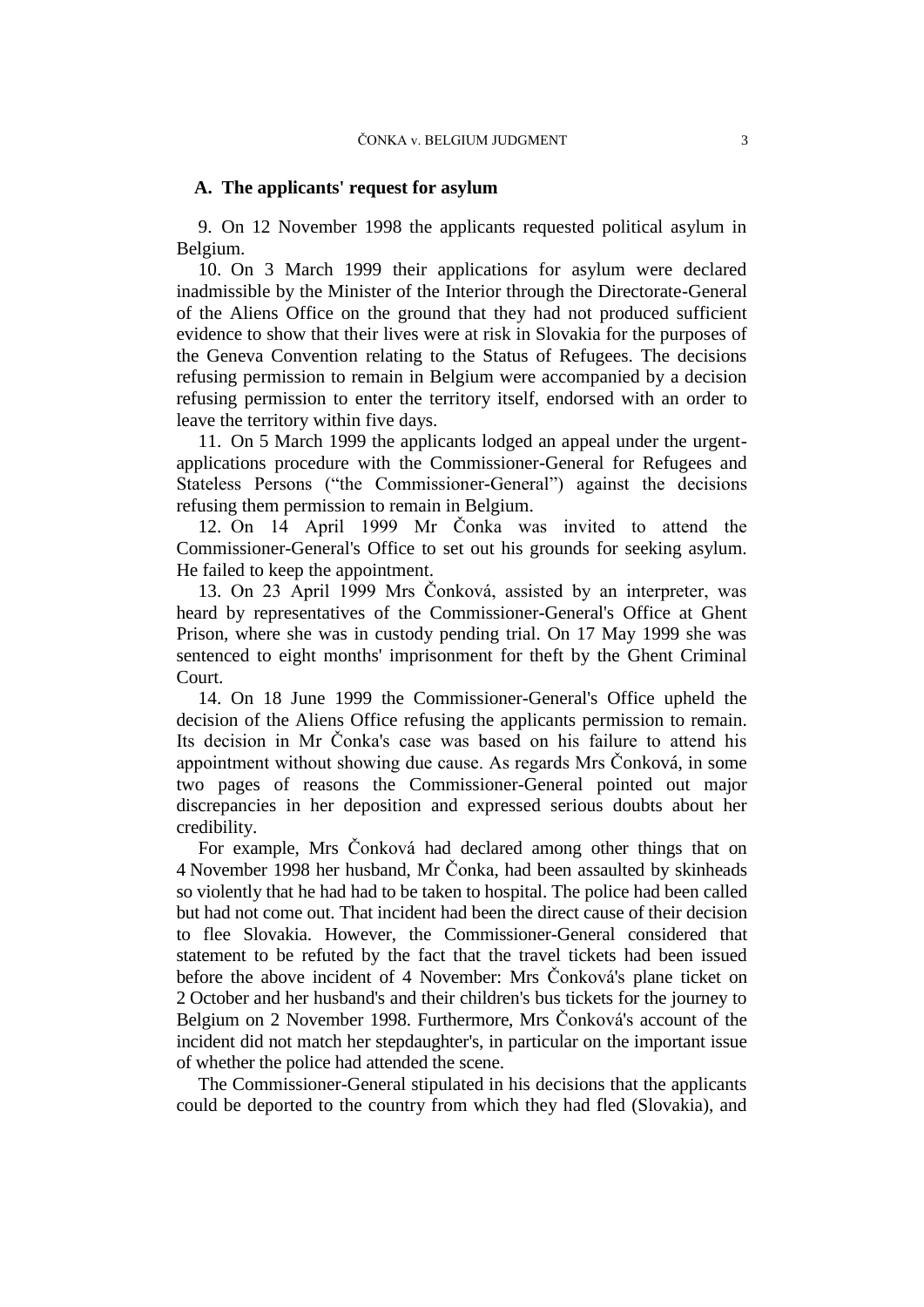### A. The applicants' request for asylum

9. On 12 November 1998 the applicants requested political asylum in Belgium.

10. On 3 March 1999 their applications for asylum were declared inadmissible by the Minister of the Interior through the Directorate-General of the Aliens Office on the ground that they had not produced sufficient evidence to show that their lives were at risk in Slovakia for the purposes of the Geneva Convention relating to the Status of Refugees. The decisions refusing permission to remain in Belgium were accompanied by a decision refusing permission to enter the territory itself, endorsed with an order to leave the territory within five days.

11. On 5 March 1999 the applicants lodged an appeal under the urgent-applications procedure with the Commissioner-General for Refugees and Stateless Persons ("the Commissioner-General") against the decisions refusing them permission to remain in Belgium.

12. On 14 April 1999 Mr Čonka was invited to attend the Commissioner-General's Office to set out his grounds for seeking asylum. He failed to keep the appointment.

13. On 23 April 1999 Mrs Čonková, assisted by an interpreter, was heard by representatives of the Commissioner-General's Office at Ghent Prison, where she was in custody pending trial. On 17 May 1999 she was sentenced to eight months' imprisonment for theft by the Ghent Criminal Court.

14. On 18 June 1999 the Commissioner-General's Office upheld the decision of the Aliens Office refusing the applicants permission to remain. Its decision in Mr Čonka's case was based on his failure to attend his appointment without showing due cause. As regards Mrs Čonková, in some two pages of reasons the Commissioner-General pointed out major discrepancies in her deposition and expressed serious doubts about her credibility.

For example, Mrs Čonková had declared among other things that on 4 November 1998 her husband, Mr Čonka, had been assaulted by skinheads so violently that he had had to be taken to hospital. The police had been called but had not come out. That incident had been the direct cause of their decision to flee Slovakia. However, the Commissioner-General considered that statement to be refuted by the fact that the travel tickets had been issued before the above incident of 4 November: Mrs Čonková's plane ticket on 2 October and her husband's and their children's bus tickets for the journey to Belgium on 2 November 1998. Furthermore, Mrs Čonková's account of the incident did not match her stepdaughter's, in particular on the important issue of whether the police had attended the scene.

The Commissioner-General stipulated in his decisions that the applicants could be deported to the country from which they had fled (Slovakia), and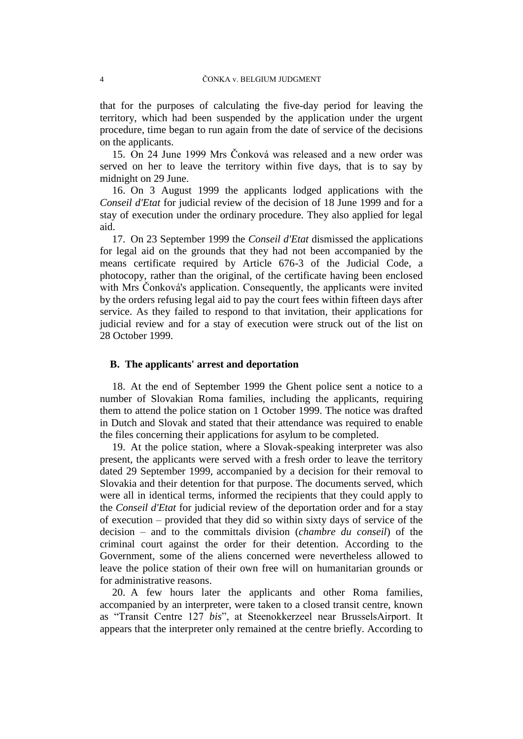that for the purposes of calculating the five-day period for leaving the territory, which had been suspended by the application under the urgent procedure, time began to run again from the date of service of the decisions on the applicants.

15. On 24 June 1999 Mrs Čonková was released and a new order was served on her to leave the territory within five days, that is to say by midnight on 29 June.

16. On 3 August 1999 the applicants lodged applications with the *Conseil d'Etat* for judicial review of the decision of 18 June 1999 and for a stay of execution under the ordinary procedure. They also applied for legal aid.

17. On 23 September 1999 the *Conseil d'Etat* dismissed the applications for legal aid on the grounds that they had not been accompanied by the means certificate required by Article 676-3 of the Judicial Code, a photocopy, rather than the original, of the certificate having been enclosed with Mrs Čonková's application. Consequently, the applicants were invited by the orders refusing legal aid to pay the court fees within fifteen days after service. As they failed to respond to that invitation, their applications for judicial review and for a stay of execution were struck out of the list on 28 October 1999.

### B. The applicants' arrest and deportation

18. At the end of September 1999 the Ghent police sent a notice to a number of Slovakian Roma families, including the applicants, requiring them to attend the police station on 1 October 1999. The notice was drafted in Dutch and Slovak and stated that their attendance was required to enable the files concerning their applications for asylum to be completed.

19. At the police station, where a Slovak-speaking interpreter was also present, the applicants were served with a fresh order to leave the territory dated 29 September 1999, accompanied by a decision for their removal to Slovakia and their detention for that purpose. The documents served, which were all in identical terms, informed the recipients that they could apply to the *Conseil d'Etat* for judicial review of the deportation order and for a stay of execution – provided that they did so within sixty days of service of the decision – and to the committals division (*chambre du conseil*) of the criminal court against the order for their detention. According to the Government, some of the aliens concerned were nevertheless allowed to leave the police station of their own free will on humanitarian grounds or for administrative reasons.

20. A few hours later the applicants and other Roma families, accompanied by an interpreter, were taken to a closed transit centre, known as "Transit Centre 127 *bis*", at Steenokkerzeel near BrusselsAirport. It appears that the interpreter only remained at the centre briefly. According to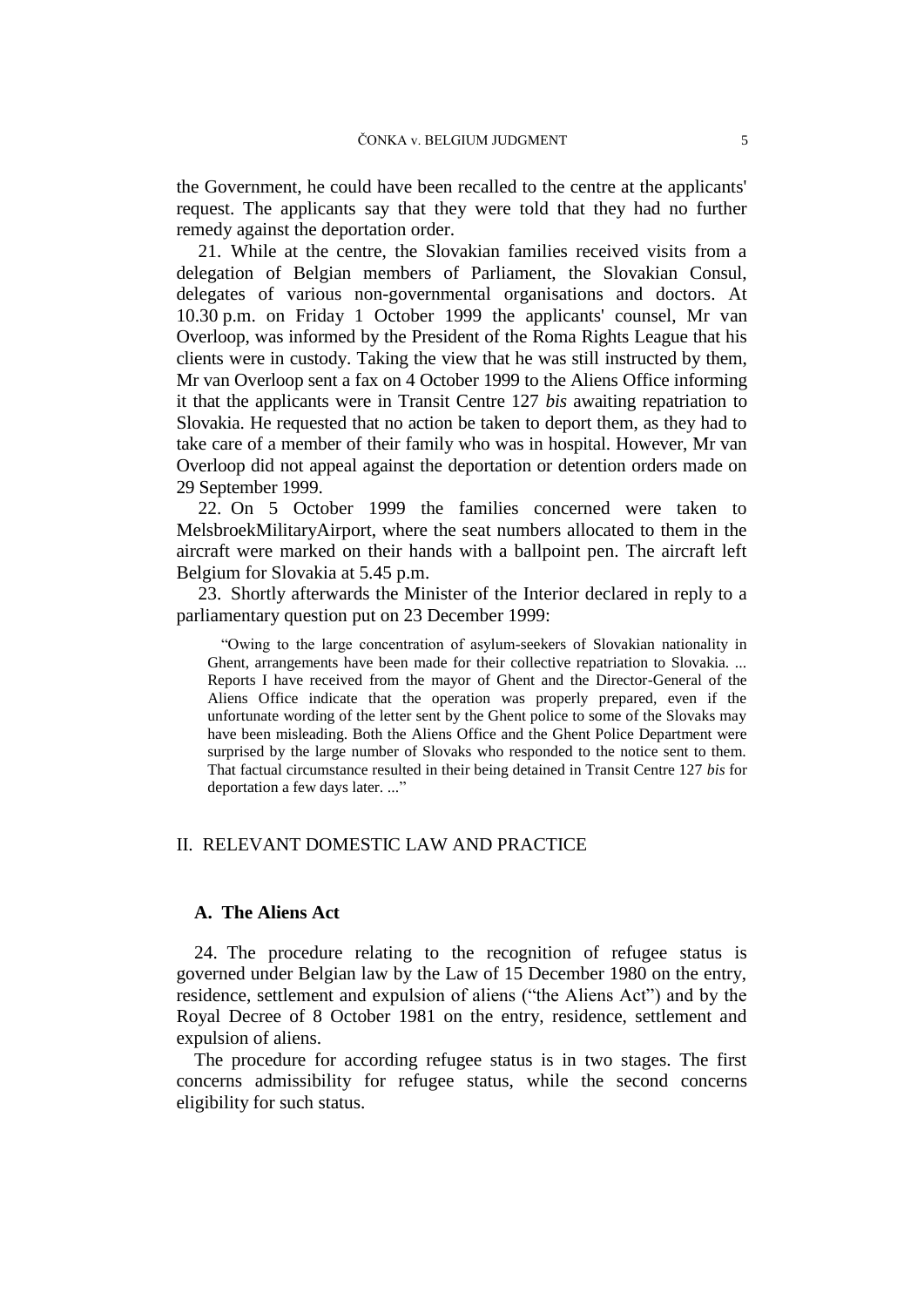the Government, he could have been recalled to the centre at the applicants' request. The applicants say that they were told that they had no further remedy against the deportation order.

21. While at the centre, the Slovakian families received visits from a delegation of Belgian members of Parliament, the Slovakian Consul, delegates of various non-governmental organisations and doctors. At 10.30 p.m. on Friday 1 October 1999 the applicants' counsel, Mr van Overloop, was informed by the President of the Roma Rights League that his clients were in custody. Taking the view that he was still instructed by them, Mr van Overloop sent a fax on 4 October 1999 to the Aliens Office informing it that the applicants were in Transit Centre 127 *bis* awaiting repatriation to Slovakia. He requested that no action be taken to deport them, as they had to take care of a member of their family who was in hospital. However, Mr van Overloop did not appeal against the deportation or detention orders made on 29 September 1999.

22. On 5 October 1999 the families concerned were taken to MelsbroekMilitaryAirport, where the seat numbers allocated to them in the aircraft were marked on their hands with a ballpoint pen. The aircraft left Belgium for Slovakia at 5.45 p.m.

23. Shortly afterwards the Minister of the Interior declared in reply to a parliamentary question put on 23 December 1999:

> "Owing to the large concentration of asylum-seekers of Slovakian nationality in Ghent, arrangements have been made for their collective repatriation to Slovakia. ... Reports I have received from the mayor of Ghent and the Director-General of the Aliens Office indicate that the operation was properly prepared, even if the unfortunate wording of the letter sent by the Ghent police to some of the Slovaks may have been misleading. Both the Aliens Office and the Ghent Police Department were surprised by the large number of Slovaks who responded to the notice sent to them. That factual circumstance resulted in their being detained in Transit Centre 127 *bis* for deportation a few days later. ..."

## II. RELEVANT DOMESTIC LAW AND PRACTICE

### A. The Aliens Act

24. The procedure relating to the recognition of refugee status is governed under Belgian law by the Law of 15 December 1980 on the entry, residence, settlement and expulsion of aliens ("the Aliens Act") and by the Royal Decree of 8 October 1981 on the entry, residence, settlement and expulsion of aliens.

The procedure for according refugee status is in two stages. The first concerns admissibility for refugee status, while the second concerns eligibility for such status.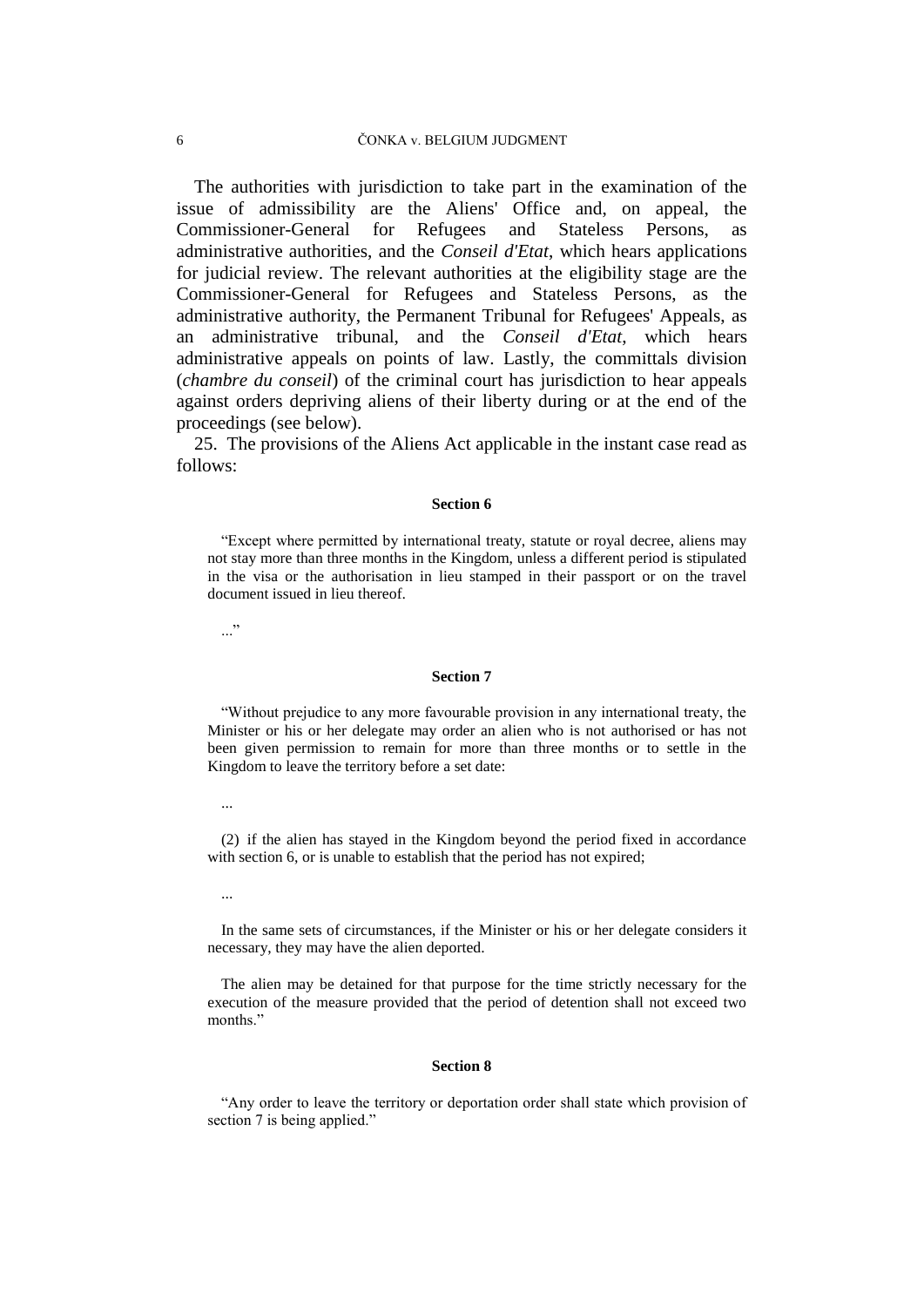The authorities with jurisdiction to take part in the examination of the issue of admissibility are the Aliens' Office and, on appeal, the Commissioner-General for Refugees and Stateless Persons, as administrative authorities, and the *Conseil d'Etat*, which hears applications for judicial review. The relevant authorities at the eligibility stage are the Commissioner-General for Refugees and Stateless Persons, as the administrative authority, the Permanent Tribunal for Refugees' Appeals, as an administrative tribunal, and the *Conseil d'Etat*, which hears administrative appeals on points of law. Lastly, the committals division (*chambre du conseil*) of the criminal court has jurisdiction to hear appeals against orders depriving aliens of their liberty during or at the end of the proceedings (see below).

25. The provisions of the Aliens Act applicable in the instant case read as follows:

**Section 6**

> "Except where permitted by international treaty, statute or royal decree, aliens may not stay more than three months in the Kingdom, unless a different period is stipulated in the visa or the authorisation in lieu stamped in their passport or on the travel document issued in lieu thereof.
>
> ..."

**Section 7**

> "Without prejudice to any more favourable provision in any international treaty, the Minister or his or her delegate may order an alien who is not authorised or has not been given permission to remain for more than three months or to settle in the Kingdom to leave the territory before a set date:
>
> ...
>
> (2) if the alien has stayed in the Kingdom beyond the period fixed in accordance with section 6, or is unable to establish that the period has not expired;
>
> ...
>
> In the same sets of circumstances, if the Minister or his or her delegate considers it necessary, they may have the alien deported.
>
> The alien may be detained for that purpose for the time strictly necessary for the execution of the measure provided that the period of detention shall not exceed two months."

**Section 8**

> "Any order to leave the territory or deportation order shall state which provision of section 7 is being applied."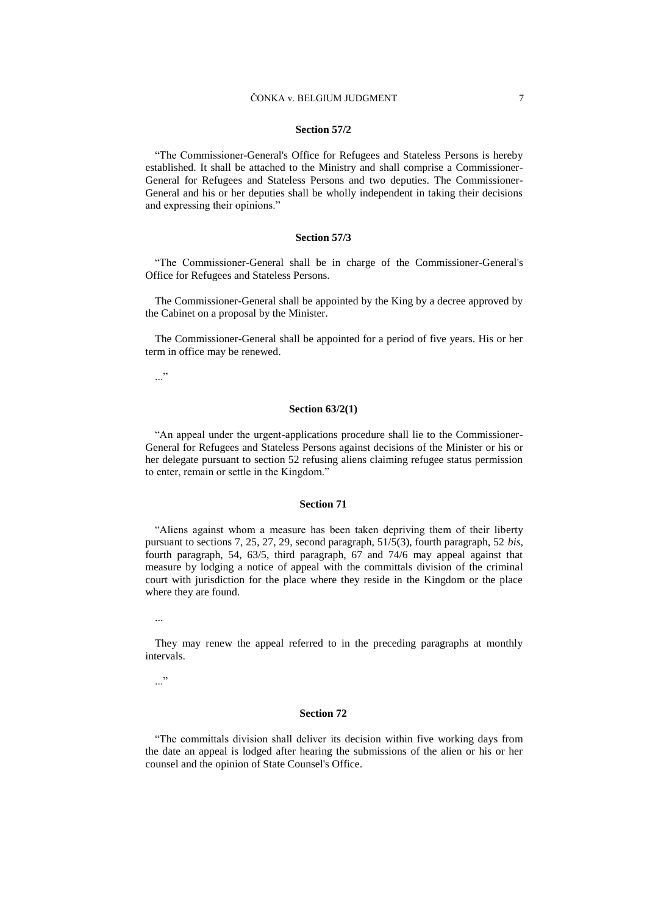**Section 57/2**

"The Commissioner-General's Office for Refugees and Stateless Persons is hereby established. It shall be attached to the Ministry and shall comprise a Commissioner-General for Refugees and Stateless Persons and two deputies. The Commissioner-General and his or her deputies shall be wholly independent in taking their decisions and expressing their opinions."

**Section 57/3**

"The Commissioner-General shall be in charge of the Commissioner-General's Office for Refugees and Stateless Persons.

The Commissioner-General shall be appointed by the King by a decree approved by the Cabinet on a proposal by the Minister.

The Commissioner-General shall be appointed for a period of five years. His or her term in office may be renewed.

..."

**Section 63/2(1)**

"An appeal under the urgent-applications procedure shall lie to the Commissioner-General for Refugees and Stateless Persons against decisions of the Minister or his or her delegate pursuant to section 52 refusing aliens claiming refugee status permission to enter, remain or settle in the Kingdom."

**Section 71**

"Aliens against whom a measure has been taken depriving them of their liberty pursuant to sections 7, 25, 27, 29, second paragraph, 51/5(3), fourth paragraph, 52 *bis*, fourth paragraph, 54, 63/5, third paragraph, 67 and 74/6 may appeal against that measure by lodging a notice of appeal with the committals division of the criminal court with jurisdiction for the place where they reside in the Kingdom or the place where they are found.

...

They may renew the appeal referred to in the preceding paragraphs at monthly intervals.

..."

**Section 72**

"The committals division shall deliver its decision within five working days from the date an appeal is lodged after hearing the submissions of the alien or his or her counsel and the opinion of State Counsel's Office.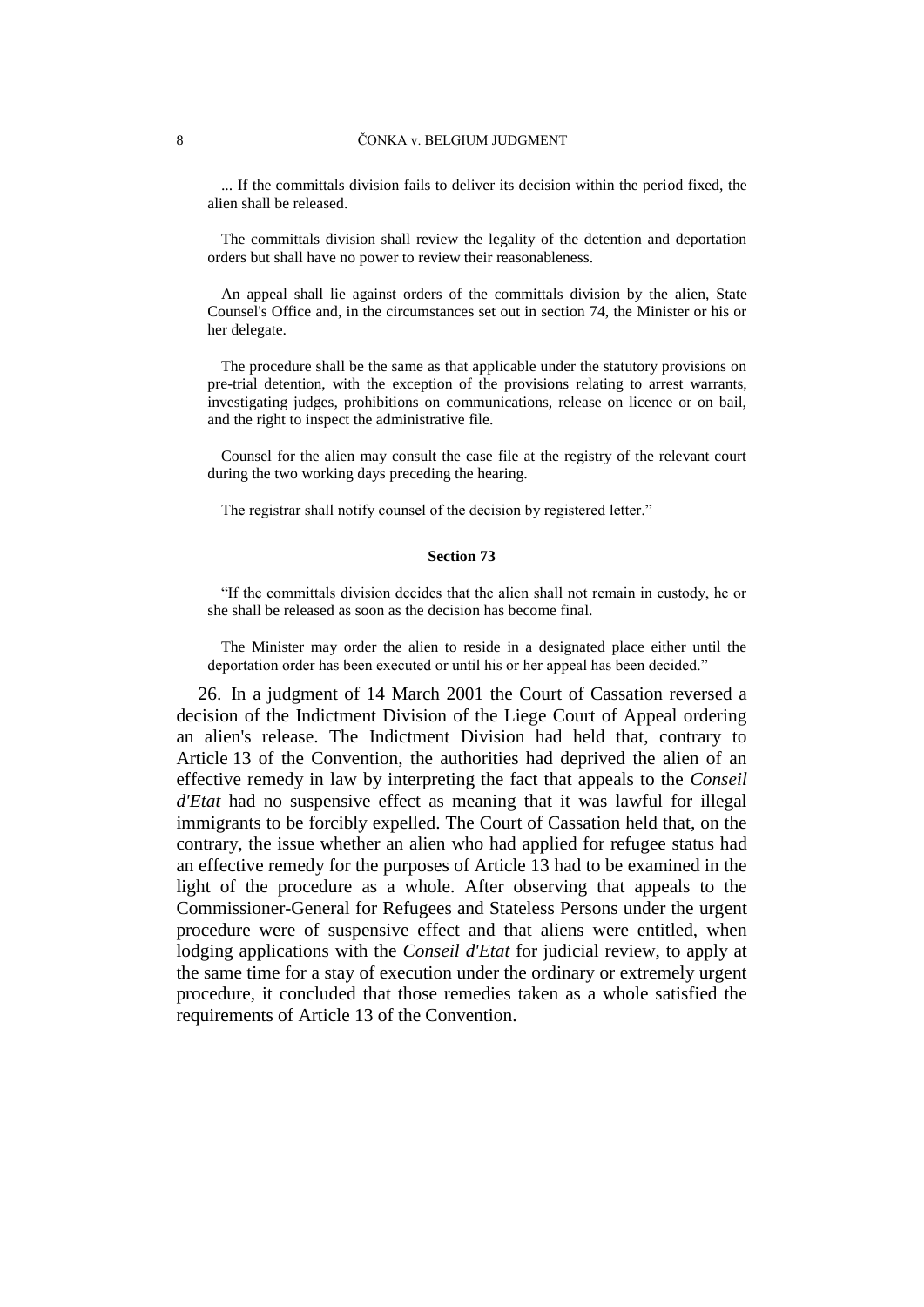... If the committals division fails to deliver its decision within the period fixed, the alien shall be released.

The committals division shall review the legality of the detention and deportation orders but shall have no power to review their reasonableness.

An appeal shall lie against orders of the committals division by the alien, State Counsel's Office and, in the circumstances set out in section 74, the Minister or his or her delegate.

The procedure shall be the same as that applicable under the statutory provisions on pre-trial detention, with the exception of the provisions relating to arrest warrants, investigating judges, prohibitions on communications, release on licence or on bail, and the right to inspect the administrative file.

Counsel for the alien may consult the case file at the registry of the relevant court during the two working days preceding the hearing.

The registrar shall notify counsel of the decision by registered letter."

**Section 73**

"If the committals division decides that the alien shall not remain in custody, he or she shall be released as soon as the decision has become final.

The Minister may order the alien to reside in a designated place either until the deportation order has been executed or until his or her appeal has been decided."

26. In a judgment of 14 March 2001 the Court of Cassation reversed a decision of the Indictment Division of the Liege Court of Appeal ordering an alien's release. The Indictment Division had held that, contrary to Article 13 of the Convention, the authorities had deprived the alien of an effective remedy in law by interpreting the fact that appeals to the *Conseil d'Etat* had no suspensive effect as meaning that it was lawful for illegal immigrants to be forcibly expelled. The Court of Cassation held that, on the contrary, the issue whether an alien who had applied for refugee status had an effective remedy for the purposes of Article 13 had to be examined in the light of the procedure as a whole. After observing that appeals to the Commissioner-General for Refugees and Stateless Persons under the urgent procedure were of suspensive effect and that aliens were entitled, when lodging applications with the *Conseil d'Etat* for judicial review, to apply at the same time for a stay of execution under the ordinary or extremely urgent procedure, it concluded that those remedies taken as a whole satisfied the requirements of Article 13 of the Convention.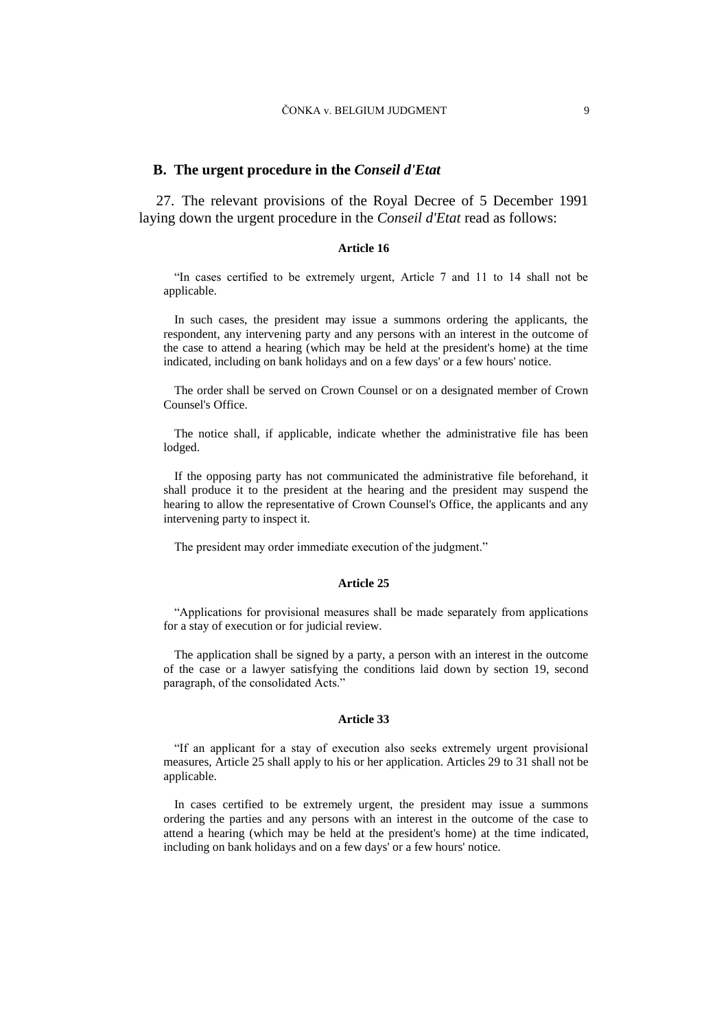## B. The urgent procedure in the *Conseil d'Etat*

27. The relevant provisions of the Royal Decree of 5 December 1991 laying down the urgent procedure in the *Conseil d'Etat* read as follows:

**Article 16**

"In cases certified to be extremely urgent, Article 7 and 11 to 14 shall not be applicable.

In such cases, the president may issue a summons ordering the applicants, the respondent, any intervening party and any persons with an interest in the outcome of the case to attend a hearing (which may be held at the president's home) at the time indicated, including on bank holidays and on a few days' or a few hours' notice.

The order shall be served on Crown Counsel or on a designated member of Crown Counsel's Office.

The notice shall, if applicable, indicate whether the administrative file has been lodged.

If the opposing party has not communicated the administrative file beforehand, it shall produce it to the president at the hearing and the president may suspend the hearing to allow the representative of Crown Counsel's Office, the applicants and any intervening party to inspect it.

The president may order immediate execution of the judgment."

**Article 25**

"Applications for provisional measures shall be made separately from applications for a stay of execution or for judicial review.

The application shall be signed by a party, a person with an interest in the outcome of the case or a lawyer satisfying the conditions laid down by section 19, second paragraph, of the consolidated Acts."

**Article 33**

"If an applicant for a stay of execution also seeks extremely urgent provisional measures, Article 25 shall apply to his or her application. Articles 29 to 31 shall not be applicable.

In cases certified to be extremely urgent, the president may issue a summons ordering the parties and any persons with an interest in the outcome of the case to attend a hearing (which may be held at the president's home) at the time indicated, including on bank holidays and on a few days' or a few hours' notice.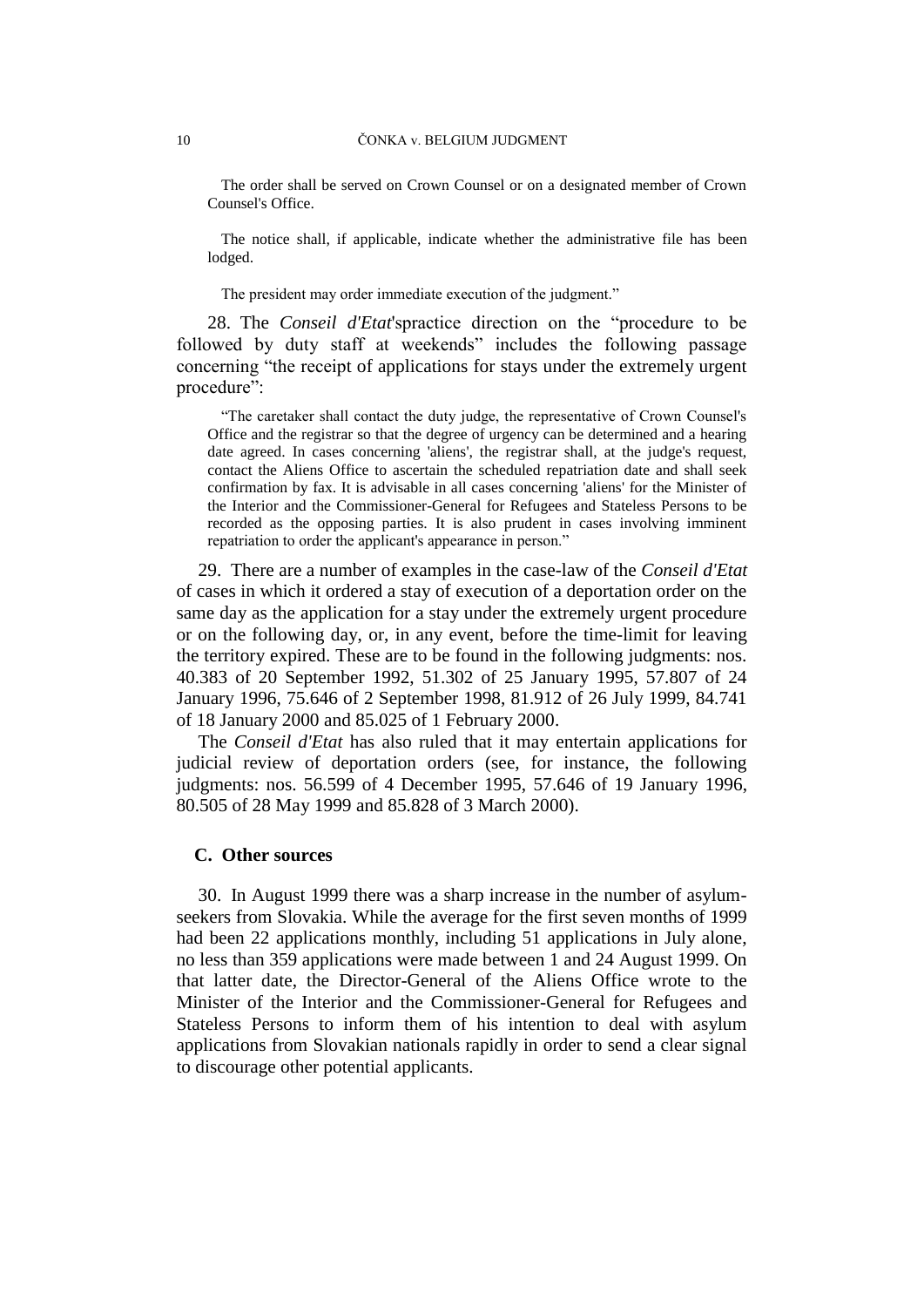The order shall be served on Crown Counsel or on a designated member of Crown Counsel's Office.

The notice shall, if applicable, indicate whether the administrative file has been lodged.

The president may order immediate execution of the judgment."

28. The *Conseil d'Etat*'spractice direction on the "procedure to be followed by duty staff at weekends" includes the following passage concerning "the receipt of applications for stays under the extremely urgent procedure":

> "The caretaker shall contact the duty judge, the representative of Crown Counsel's Office and the registrar so that the degree of urgency can be determined and a hearing date agreed. In cases concerning 'aliens', the registrar shall, at the judge's request, contact the Aliens Office to ascertain the scheduled repatriation date and shall seek confirmation by fax. It is advisable in all cases concerning 'aliens' for the Minister of the Interior and the Commissioner-General for Refugees and Stateless Persons to be recorded as the opposing parties. It is also prudent in cases involving imminent repatriation to order the applicant's appearance in person."

29. There are a number of examples in the case-law of the *Conseil d'Etat* of cases in which it ordered a stay of execution of a deportation order on the same day as the application for a stay under the extremely urgent procedure or on the following day, or, in any event, before the time-limit for leaving the territory expired. These are to be found in the following judgments: nos. 40.383 of 20 September 1992, 51.302 of 25 January 1995, 57.807 of 24 January 1996, 75.646 of 2 September 1998, 81.912 of 26 July 1999, 84.741 of 18 January 2000 and 85.025 of 1 February 2000.

The *Conseil d'Etat* has also ruled that it may entertain applications for judicial review of deportation orders (see, for instance, the following judgments: nos. 56.599 of 4 December 1995, 57.646 of 19 January 1996, 80.505 of 28 May 1999 and 85.828 of 3 March 2000).

## C. Other sources

30. In August 1999 there was a sharp increase in the number of asylum-seekers from Slovakia. While the average for the first seven months of 1999 had been 22 applications monthly, including 51 applications in July alone, no less than 359 applications were made between 1 and 24 August 1999. On that latter date, the Director-General of the Aliens Office wrote to the Minister of the Interior and the Commissioner-General for Refugees and Stateless Persons to inform them of his intention to deal with asylum applications from Slovakian nationals rapidly in order to send a clear signal to discourage other potential applicants.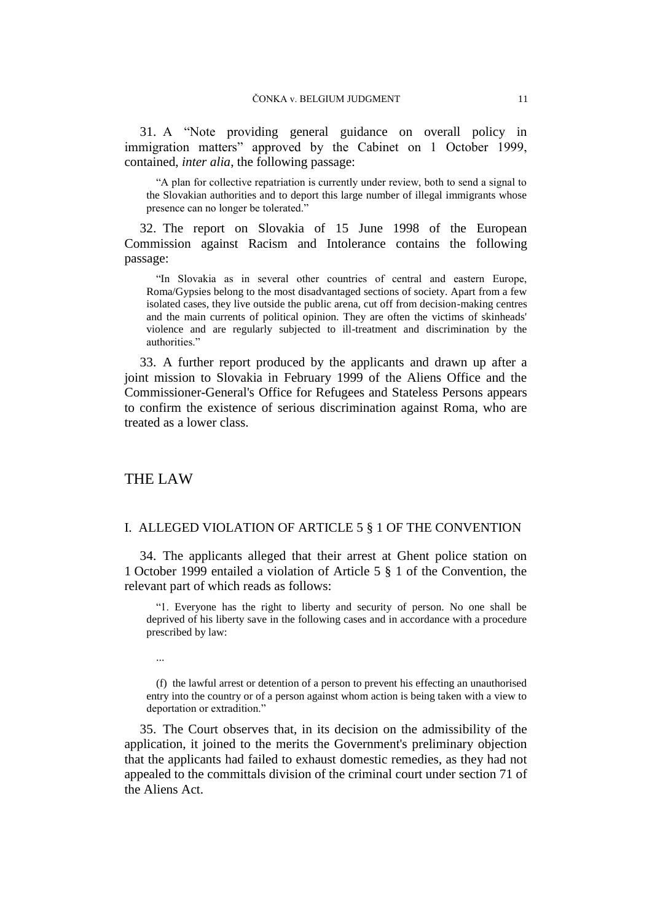31. A "Note providing general guidance on overall policy in immigration matters" approved by the Cabinet on 1 October 1999, contained, *inter alia*, the following passage:

> "A plan for collective repatriation is currently under review, both to send a signal to the Slovakian authorities and to deport this large number of illegal immigrants whose presence can no longer be tolerated."

32. The report on Slovakia of 15 June 1998 of the European Commission against Racism and Intolerance contains the following passage:

> "In Slovakia as in several other countries of central and eastern Europe, Roma/Gypsies belong to the most disadvantaged sections of society. Apart from a few isolated cases, they live outside the public arena, cut off from decision-making centres and the main currents of political opinion. They are often the victims of skinheads' violence and are regularly subjected to ill-treatment and discrimination by the authorities."

33. A further report produced by the applicants and drawn up after a joint mission to Slovakia in February 1999 of the Aliens Office and the Commissioner-General's Office for Refugees and Stateless Persons appears to confirm the existence of serious discrimination against Roma, who are treated as a lower class.

# THE LAW

## I. ALLEGED VIOLATION OF ARTICLE 5 § 1 OF THE CONVENTION

34. The applicants alleged that their arrest at Ghent police station on 1 October 1999 entailed a violation of Article 5 § 1 of the Convention, the relevant part of which reads as follows:

> "1. Everyone has the right to liberty and security of person. No one shall be deprived of his liberty save in the following cases and in accordance with a procedure prescribed by law:
>
> ...
>
> (f) the lawful arrest or detention of a person to prevent his effecting an unauthorised entry into the country or of a person against whom action is being taken with a view to deportation or extradition."

35. The Court observes that, in its decision on the admissibility of the application, it joined to the merits the Government's preliminary objection that the applicants had failed to exhaust domestic remedies, as they had not appealed to the committals division of the criminal court under section 71 of the Aliens Act.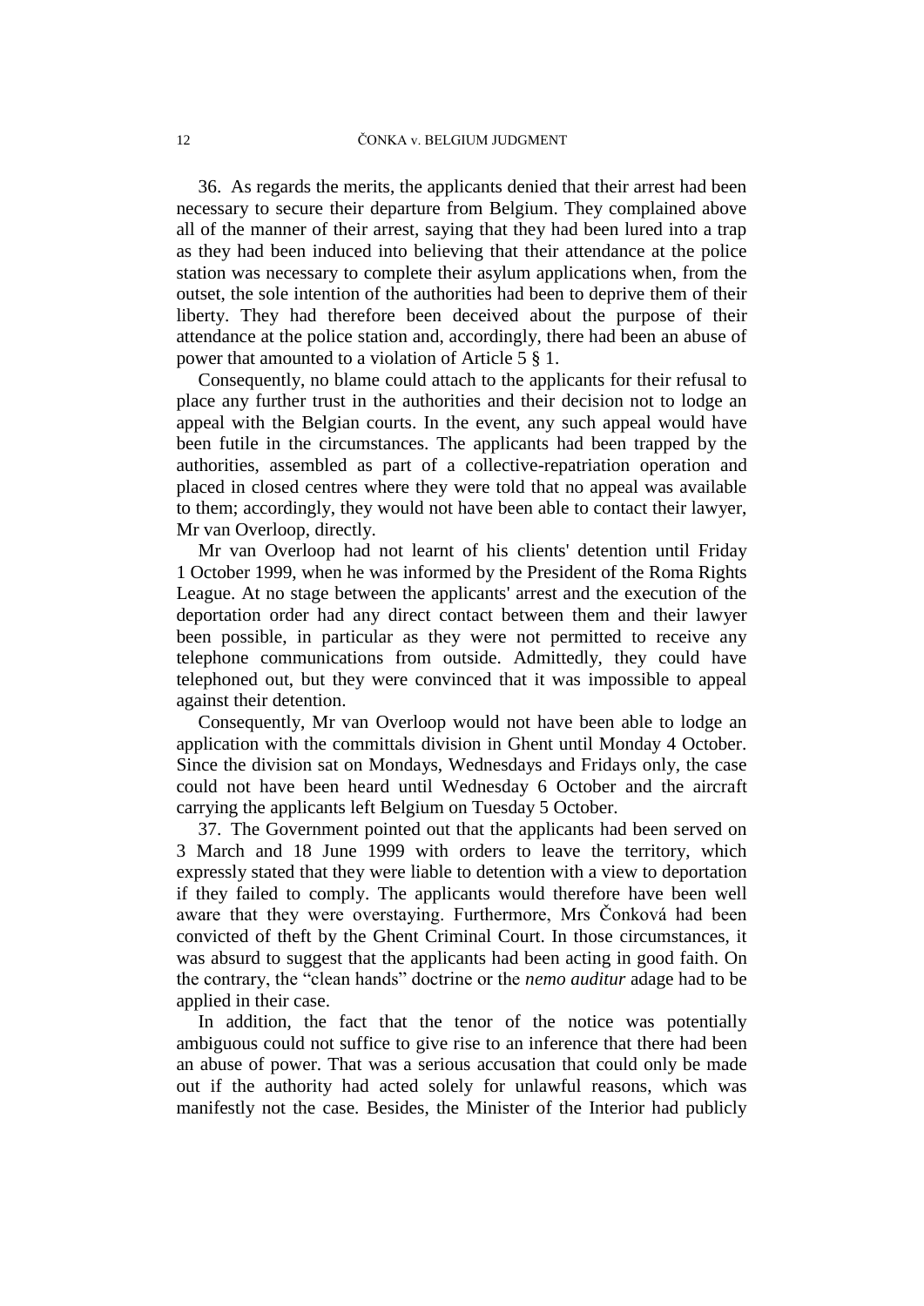36. As regards the merits, the applicants denied that their arrest had been necessary to secure their departure from Belgium. They complained above all of the manner of their arrest, saying that they had been lured into a trap as they had been induced into believing that their attendance at the police station was necessary to complete their asylum applications when, from the outset, the sole intention of the authorities had been to deprive them of their liberty. They had therefore been deceived about the purpose of their attendance at the police station and, accordingly, there had been an abuse of power that amounted to a violation of Article 5 § 1.

Consequently, no blame could attach to the applicants for their refusal to place any further trust in the authorities and their decision not to lodge an appeal with the Belgian courts. In the event, any such appeal would have been futile in the circumstances. The applicants had been trapped by the authorities, assembled as part of a collective-repatriation operation and placed in closed centres where they were told that no appeal was available to them; accordingly, they would not have been able to contact their lawyer, Mr van Overloop, directly.

Mr van Overloop had not learnt of his clients' detention until Friday 1 October 1999, when he was informed by the President of the Roma Rights League. At no stage between the applicants' arrest and the execution of the deportation order had any direct contact between them and their lawyer been possible, in particular as they were not permitted to receive any telephone communications from outside. Admittedly, they could have telephoned out, but they were convinced that it was impossible to appeal against their detention.

Consequently, Mr van Overloop would not have been able to lodge an application with the committals division in Ghent until Monday 4 October. Since the division sat on Mondays, Wednesdays and Fridays only, the case could not have been heard until Wednesday 6 October and the aircraft carrying the applicants left Belgium on Tuesday 5 October.

37. The Government pointed out that the applicants had been served on 3 March and 18 June 1999 with orders to leave the territory, which expressly stated that they were liable to detention with a view to deportation if they failed to comply. The applicants would therefore have been well aware that they were overstaying. Furthermore, Mrs Čonková had been convicted of theft by the Ghent Criminal Court. In those circumstances, it was absurd to suggest that the applicants had been acting in good faith. On the contrary, the "clean hands" doctrine or the *nemo auditur* adage had to be applied in their case.

In addition, the fact that the tenor of the notice was potentially ambiguous could not suffice to give rise to an inference that there had been an abuse of power. That was a serious accusation that could only be made out if the authority had acted solely for unlawful reasons, which was manifestly not the case. Besides, the Minister of the Interior had publicly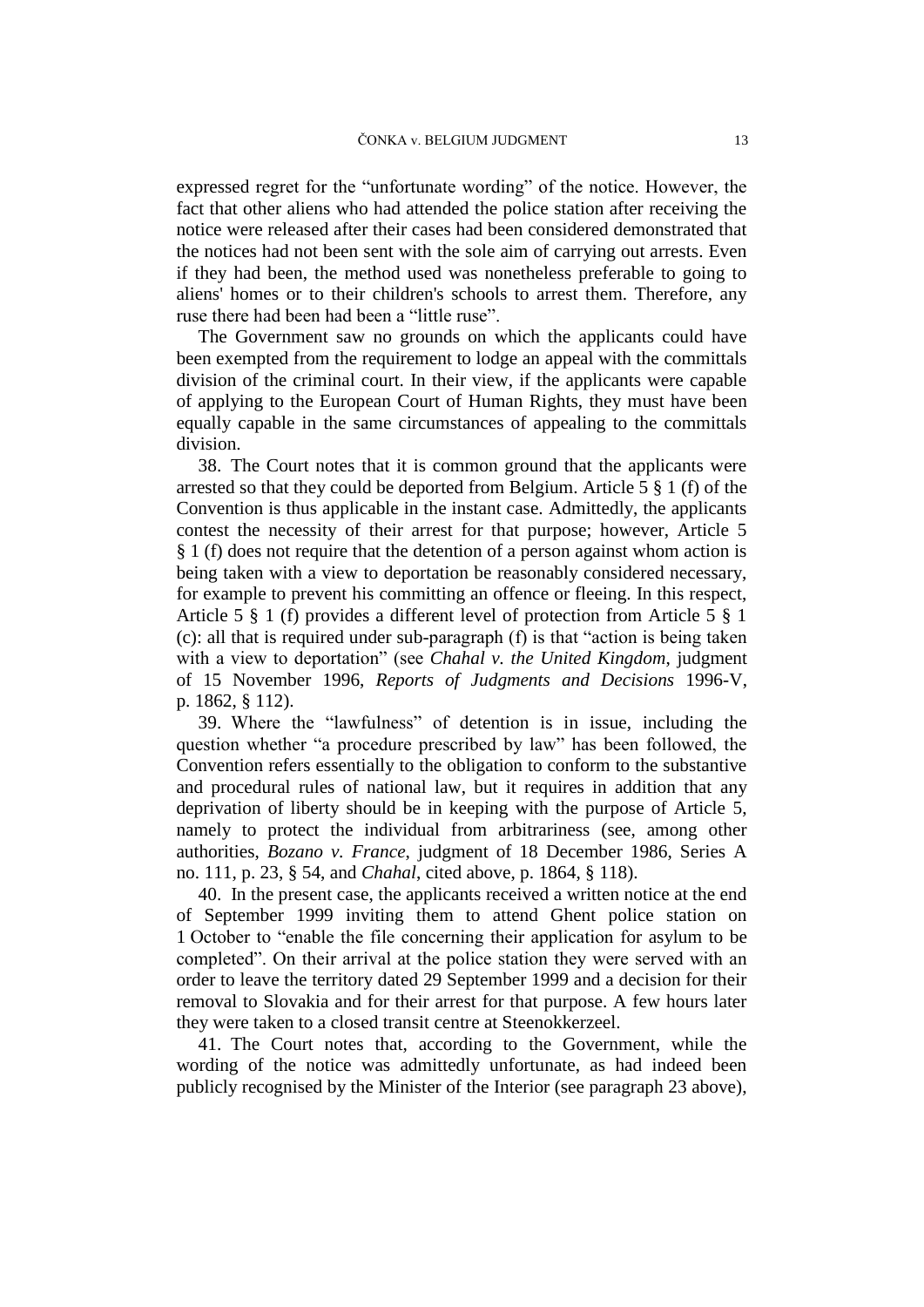expressed regret for the "unfortunate wording" of the notice. However, the fact that other aliens who had attended the police station after receiving the notice were released after their cases had been considered demonstrated that the notices had not been sent with the sole aim of carrying out arrests. Even if they had been, the method used was nonetheless preferable to going to aliens' homes or to their children's schools to arrest them. Therefore, any ruse there had been had been a "little ruse".

The Government saw no grounds on which the applicants could have been exempted from the requirement to lodge an appeal with the committals division of the criminal court. In their view, if the applicants were capable of applying to the European Court of Human Rights, they must have been equally capable in the same circumstances of appealing to the committals division.

38. The Court notes that it is common ground that the applicants were arrested so that they could be deported from Belgium. Article 5 § 1 (f) of the Convention is thus applicable in the instant case. Admittedly, the applicants contest the necessity of their arrest for that purpose; however, Article 5 § 1 (f) does not require that the detention of a person against whom action is being taken with a view to deportation be reasonably considered necessary, for example to prevent his committing an offence or fleeing. In this respect, Article 5 § 1 (f) provides a different level of protection from Article 5 § 1 (c): all that is required under sub-paragraph (f) is that "action is being taken with a view to deportation" (see *Chahal v. the United Kingdom*, judgment of 15 November 1996, *Reports of Judgments and Decisions* 1996-V, p. 1862, § 112).

39. Where the "lawfulness" of detention is in issue, including the question whether "a procedure prescribed by law" has been followed, the Convention refers essentially to the obligation to conform to the substantive and procedural rules of national law, but it requires in addition that any deprivation of liberty should be in keeping with the purpose of Article 5, namely to protect the individual from arbitrariness (see, among other authorities, *Bozano v. France*, judgment of 18 December 1986, Series A no. 111, p. 23, § 54, and *Chahal*, cited above, p. 1864, § 118).

40. In the present case, the applicants received a written notice at the end of September 1999 inviting them to attend Ghent police station on 1 October to "enable the file concerning their application for asylum to be completed". On their arrival at the police station they were served with an order to leave the territory dated 29 September 1999 and a decision for their removal to Slovakia and for their arrest for that purpose. A few hours later they were taken to a closed transit centre at Steenokkerzeel.

41. The Court notes that, according to the Government, while the wording of the notice was admittedly unfortunate, as had indeed been publicly recognised by the Minister of the Interior (see paragraph 23 above),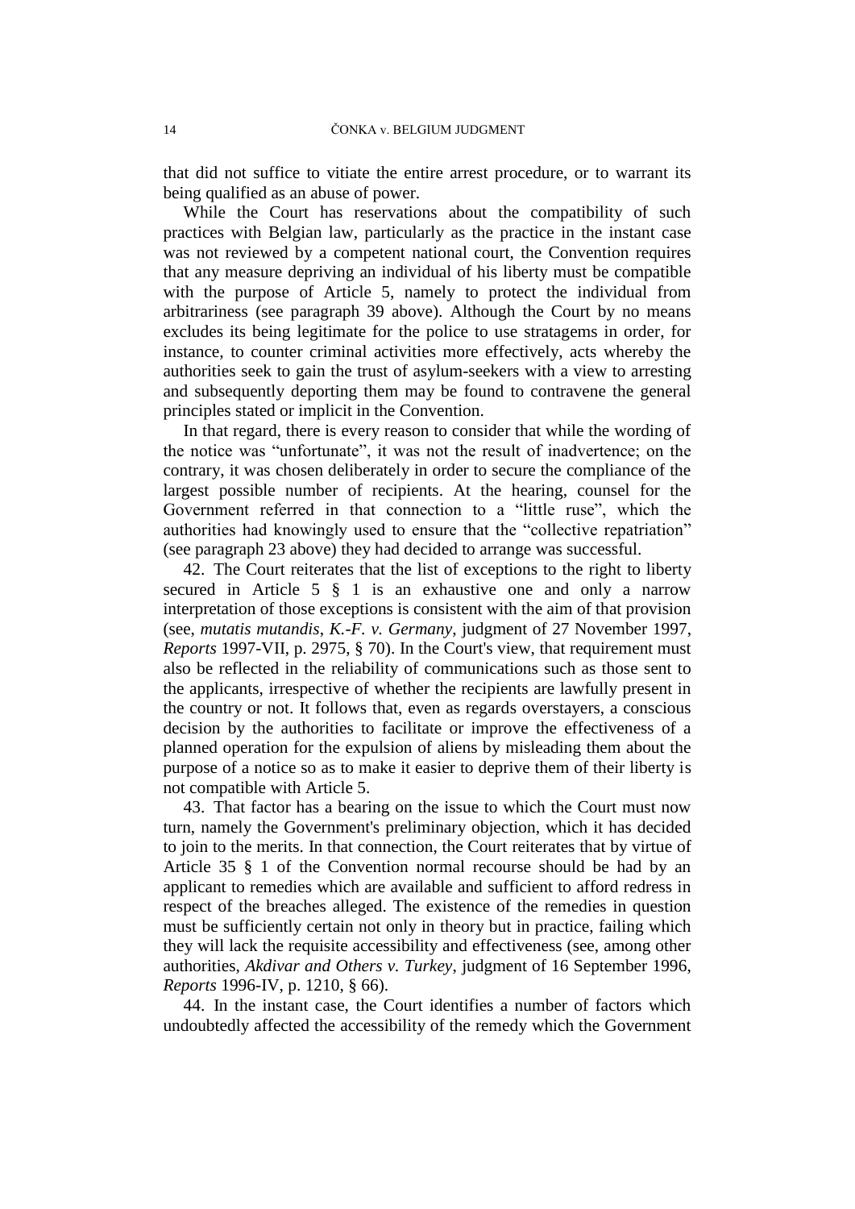that did not suffice to vitiate the entire arrest procedure, or to warrant its being qualified as an abuse of power.

While the Court has reservations about the compatibility of such practices with Belgian law, particularly as the practice in the instant case was not reviewed by a competent national court, the Convention requires that any measure depriving an individual of his liberty must be compatible with the purpose of Article 5, namely to protect the individual from arbitrariness (see paragraph 39 above). Although the Court by no means excludes its being legitimate for the police to use stratagems in order, for instance, to counter criminal activities more effectively, acts whereby the authorities seek to gain the trust of asylum-seekers with a view to arresting and subsequently deporting them may be found to contravene the general principles stated or implicit in the Convention.

In that regard, there is every reason to consider that while the wording of the notice was "unfortunate", it was not the result of inadvertence; on the contrary, it was chosen deliberately in order to secure the compliance of the largest possible number of recipients. At the hearing, counsel for the Government referred in that connection to a "little ruse", which the authorities had knowingly used to ensure that the "collective repatriation" (see paragraph 23 above) they had decided to arrange was successful.

42. The Court reiterates that the list of exceptions to the right to liberty secured in Article 5 § 1 is an exhaustive one and only a narrow interpretation of those exceptions is consistent with the aim of that provision (see, *mutatis mutandis*, *K.-F. v. Germany*, judgment of 27 November 1997, *Reports* 1997-VII, p. 2975, § 70). In the Court's view, that requirement must also be reflected in the reliability of communications such as those sent to the applicants, irrespective of whether the recipients are lawfully present in the country or not. It follows that, even as regards overstayers, a conscious decision by the authorities to facilitate or improve the effectiveness of a planned operation for the expulsion of aliens by misleading them about the purpose of a notice so as to make it easier to deprive them of their liberty is not compatible with Article 5.

43. That factor has a bearing on the issue to which the Court must now turn, namely the Government's preliminary objection, which it has decided to join to the merits. In that connection, the Court reiterates that by virtue of Article 35 § 1 of the Convention normal recourse should be had by an applicant to remedies which are available and sufficient to afford redress in respect of the breaches alleged. The existence of the remedies in question must be sufficiently certain not only in theory but in practice, failing which they will lack the requisite accessibility and effectiveness (see, among other authorities, *Akdivar and Others v. Turkey*, judgment of 16 September 1996, *Reports* 1996-IV, p. 1210, § 66).

44. In the instant case, the Court identifies a number of factors which undoubtedly affected the accessibility of the remedy which the Government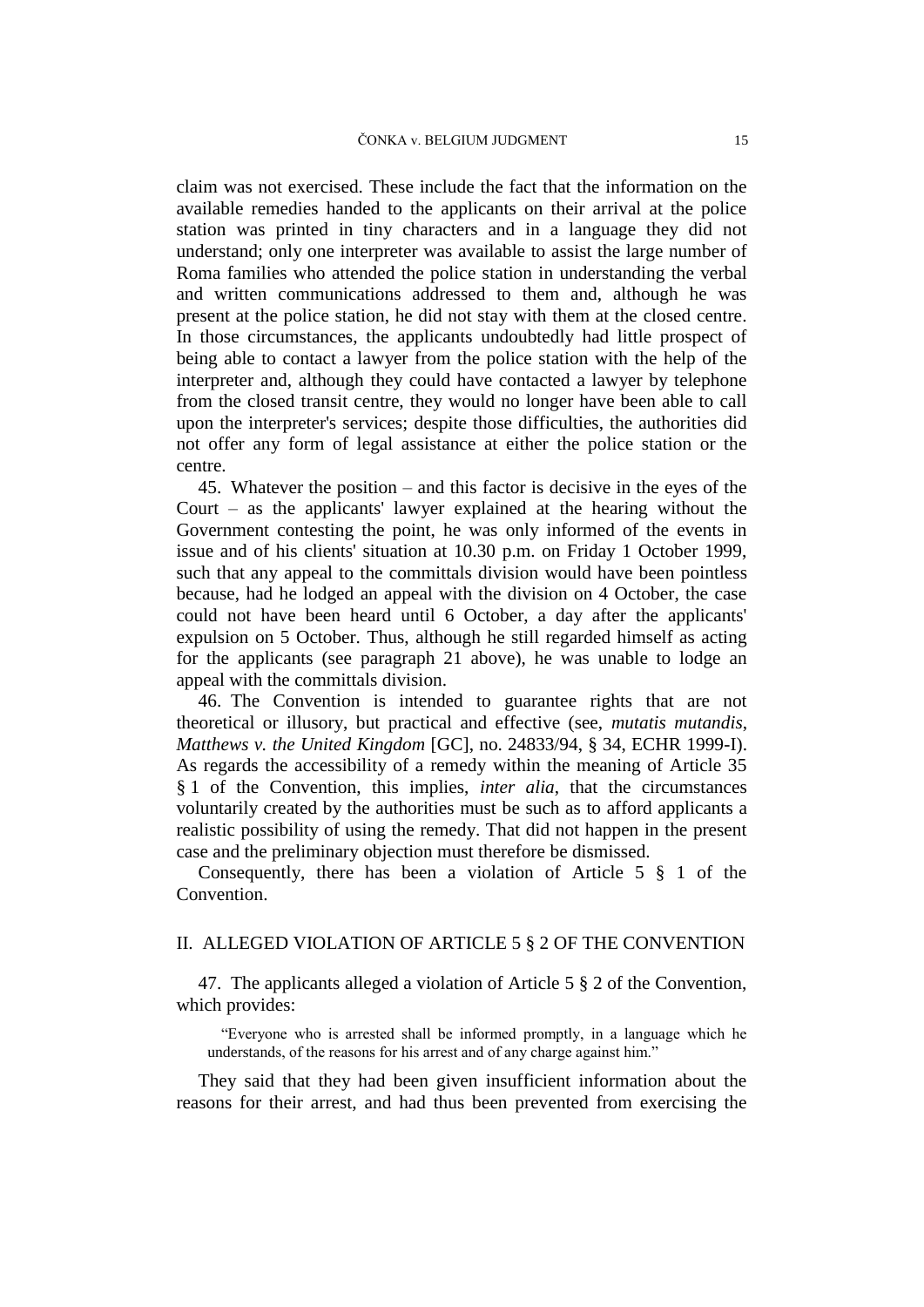claim was not exercised. These include the fact that the information on the available remedies handed to the applicants on their arrival at the police station was printed in tiny characters and in a language they did not understand; only one interpreter was available to assist the large number of Roma families who attended the police station in understanding the verbal and written communications addressed to them and, although he was present at the police station, he did not stay with them at the closed centre. In those circumstances, the applicants undoubtedly had little prospect of being able to contact a lawyer from the police station with the help of the interpreter and, although they could have contacted a lawyer by telephone from the closed transit centre, they would no longer have been able to call upon the interpreter's services; despite those difficulties, the authorities did not offer any form of legal assistance at either the police station or the centre.

45. Whatever the position – and this factor is decisive in the eyes of the Court – as the applicants' lawyer explained at the hearing without the Government contesting the point, he was only informed of the events in issue and of his clients' situation at 10.30 p.m. on Friday 1 October 1999, such that any appeal to the committals division would have been pointless because, had he lodged an appeal with the division on 4 October, the case could not have been heard until 6 October, a day after the applicants' expulsion on 5 October. Thus, although he still regarded himself as acting for the applicants (see paragraph 21 above), he was unable to lodge an appeal with the committals division.

46. The Convention is intended to guarantee rights that are not theoretical or illusory, but practical and effective (see, *mutatis mutandis*, *Matthews v. the United Kingdom* [GC], no. 24833/94, § 34, ECHR 1999-I). As regards the accessibility of a remedy within the meaning of Article 35 § 1 of the Convention, this implies, *inter alia*, that the circumstances voluntarily created by the authorities must be such as to afford applicants a realistic possibility of using the remedy. That did not happen in the present case and the preliminary objection must therefore be dismissed.

Consequently, there has been a violation of Article 5 § 1 of the Convention.

## II. ALLEGED VIOLATION OF ARTICLE 5 § 2 OF THE CONVENTION

47. The applicants alleged a violation of Article 5 § 2 of the Convention, which provides:

> "Everyone who is arrested shall be informed promptly, in a language which he understands, of the reasons for his arrest and of any charge against him."

They said that they had been given insufficient information about the reasons for their arrest, and had thus been prevented from exercising the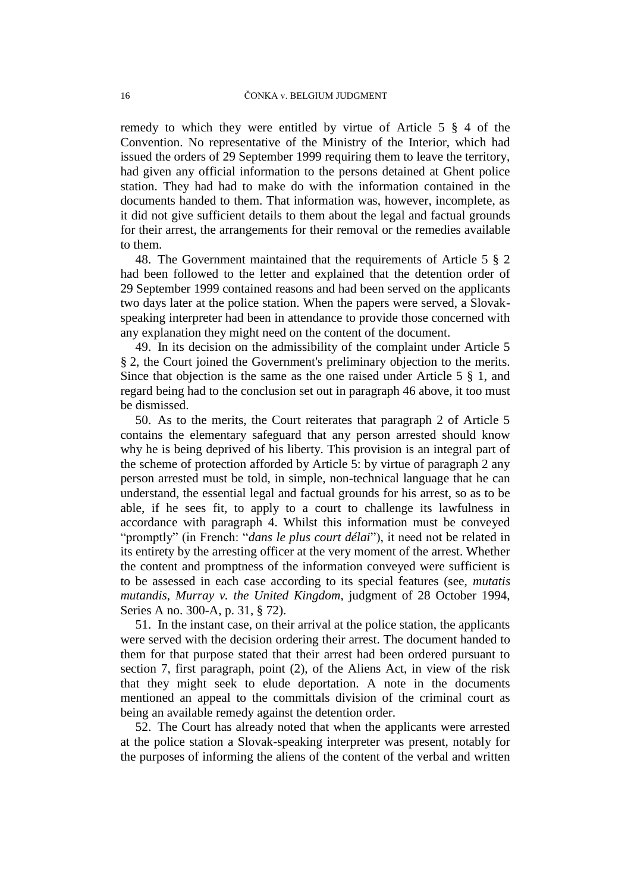remedy to which they were entitled by virtue of Article 5 § 4 of the Convention. No representative of the Ministry of the Interior, which had issued the orders of 29 September 1999 requiring them to leave the territory, had given any official information to the persons detained at Ghent police station. They had had to make do with the information contained in the documents handed to them. That information was, however, incomplete, as it did not give sufficient details to them about the legal and factual grounds for their arrest, the arrangements for their removal or the remedies available to them.

48. The Government maintained that the requirements of Article 5 § 2 had been followed to the letter and explained that the detention order of 29 September 1999 contained reasons and had been served on the applicants two days later at the police station. When the papers were served, a Slovak-speaking interpreter had been in attendance to provide those concerned with any explanation they might need on the content of the document.

49. In its decision on the admissibility of the complaint under Article 5 § 2, the Court joined the Government's preliminary objection to the merits. Since that objection is the same as the one raised under Article 5 § 1, and regard being had to the conclusion set out in paragraph 46 above, it too must be dismissed.

50. As to the merits, the Court reiterates that paragraph 2 of Article 5 contains the elementary safeguard that any person arrested should know why he is being deprived of his liberty. This provision is an integral part of the scheme of protection afforded by Article 5: by virtue of paragraph 2 any person arrested must be told, in simple, non-technical language that he can understand, the essential legal and factual grounds for his arrest, so as to be able, if he sees fit, to apply to a court to challenge its lawfulness in accordance with paragraph 4. Whilst this information must be conveyed "promptly" (in French: "*dans le plus court délai*"), it need not be related in its entirety by the arresting officer at the very moment of the arrest. Whether the content and promptness of the information conveyed were sufficient is to be assessed in each case according to its special features (see, *mutatis mutandis*, *Murray v. the United Kingdom*, judgment of 28 October 1994, Series A no. 300-A, p. 31, § 72).

51. In the instant case, on their arrival at the police station, the applicants were served with the decision ordering their arrest. The document handed to them for that purpose stated that their arrest had been ordered pursuant to section 7, first paragraph, point (2), of the Aliens Act, in view of the risk that they might seek to elude deportation. A note in the documents mentioned an appeal to the committals division of the criminal court as being an available remedy against the detention order.

52. The Court has already noted that when the applicants were arrested at the police station a Slovak-speaking interpreter was present, notably for the purposes of informing the aliens of the content of the verbal and written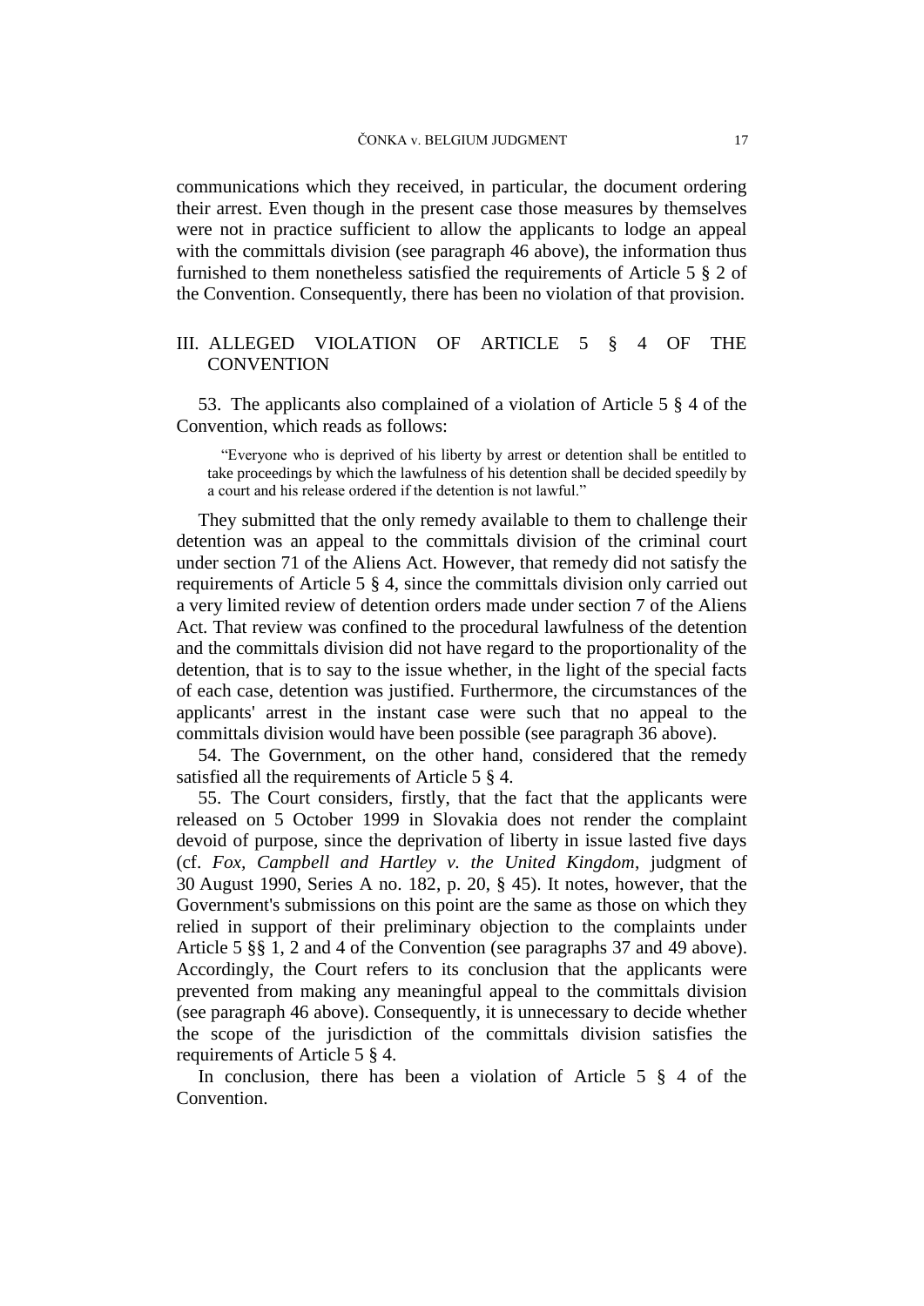communications which they received, in particular, the document ordering their arrest. Even though in the present case those measures by themselves were not in practice sufficient to allow the applicants to lodge an appeal with the committals division (see paragraph 46 above), the information thus furnished to them nonetheless satisfied the requirements of Article 5 § 2 of the Convention. Consequently, there has been no violation of that provision.

## III. ALLEGED VIOLATION OF ARTICLE 5 § 4 OF THE CONVENTION

53. The applicants also complained of a violation of Article 5 § 4 of the Convention, which reads as follows:

> "Everyone who is deprived of his liberty by arrest or detention shall be entitled to take proceedings by which the lawfulness of his detention shall be decided speedily by a court and his release ordered if the detention is not lawful."

They submitted that the only remedy available to them to challenge their detention was an appeal to the committals division of the criminal court under section 71 of the Aliens Act. However, that remedy did not satisfy the requirements of Article 5 § 4, since the committals division only carried out a very limited review of detention orders made under section 7 of the Aliens Act. That review was confined to the procedural lawfulness of the detention and the committals division did not have regard to the proportionality of the detention, that is to say to the issue whether, in the light of the special facts of each case, detention was justified. Furthermore, the circumstances of the applicants' arrest in the instant case were such that no appeal to the committals division would have been possible (see paragraph 36 above).

54. The Government, on the other hand, considered that the remedy satisfied all the requirements of Article 5 § 4.

55. The Court considers, firstly, that the fact that the applicants were released on 5 October 1999 in Slovakia does not render the complaint devoid of purpose, since the deprivation of liberty in issue lasted five days (cf. *Fox, Campbell and Hartley v. the United Kingdom*, judgment of 30 August 1990, Series A no. 182, p. 20, § 45). It notes, however, that the Government's submissions on this point are the same as those on which they relied in support of their preliminary objection to the complaints under Article 5 §§ 1, 2 and 4 of the Convention (see paragraphs 37 and 49 above). Accordingly, the Court refers to its conclusion that the applicants were prevented from making any meaningful appeal to the committals division (see paragraph 46 above). Consequently, it is unnecessary to decide whether the scope of the jurisdiction of the committals division satisfies the requirements of Article 5 § 4.

In conclusion, there has been a violation of Article 5 § 4 of the Convention.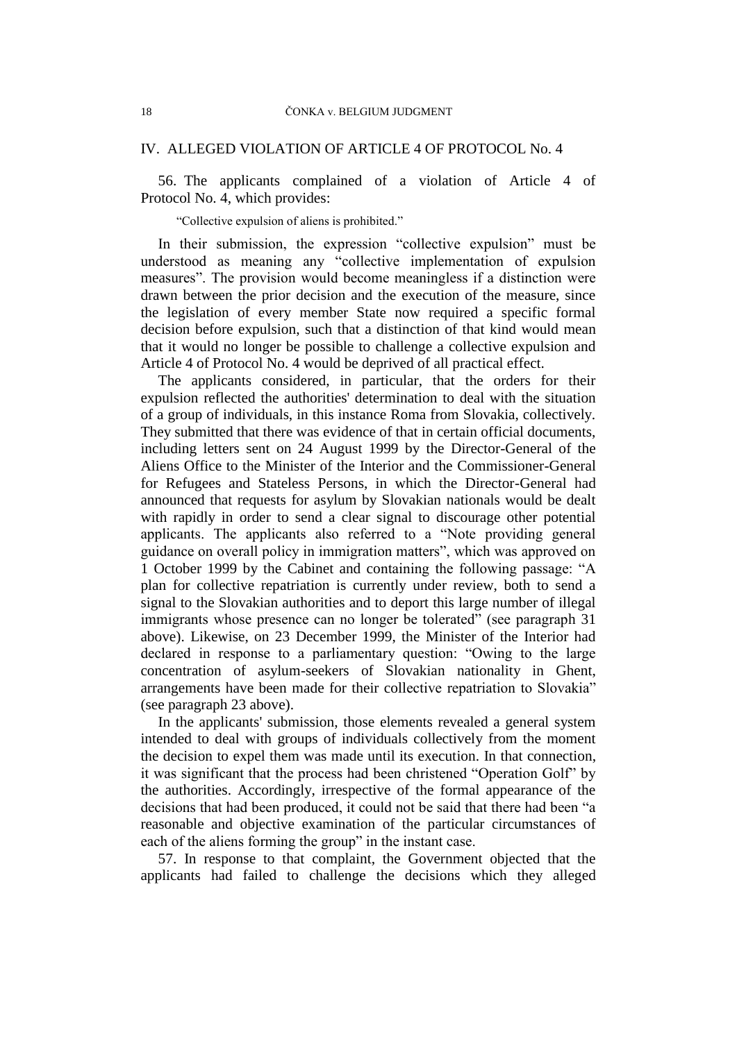## IV. ALLEGED VIOLATION OF ARTICLE 4 OF PROTOCOL No. 4

56. The applicants complained of a violation of Article 4 of Protocol No. 4, which provides:

> "Collective expulsion of aliens is prohibited."

In their submission, the expression "collective expulsion" must be understood as meaning any "collective implementation of expulsion measures". The provision would become meaningless if a distinction were drawn between the prior decision and the execution of the measure, since the legislation of every member State now required a specific formal decision before expulsion, such that a distinction of that kind would mean that it would no longer be possible to challenge a collective expulsion and Article 4 of Protocol No. 4 would be deprived of all practical effect.

The applicants considered, in particular, that the orders for their expulsion reflected the authorities' determination to deal with the situation of a group of individuals, in this instance Roma from Slovakia, collectively. They submitted that there was evidence of that in certain official documents, including letters sent on 24 August 1999 by the Director-General of the Aliens Office to the Minister of the Interior and the Commissioner-General for Refugees and Stateless Persons, in which the Director-General had announced that requests for asylum by Slovakian nationals would be dealt with rapidly in order to send a clear signal to discourage other potential applicants. The applicants also referred to a "Note providing general guidance on overall policy in immigration matters", which was approved on 1 October 1999 by the Cabinet and containing the following passage: "A plan for collective repatriation is currently under review, both to send a signal to the Slovakian authorities and to deport this large number of illegal immigrants whose presence can no longer be tolerated" (see paragraph 31 above). Likewise, on 23 December 1999, the Minister of the Interior had declared in response to a parliamentary question: "Owing to the large concentration of asylum-seekers of Slovakian nationality in Ghent, arrangements have been made for their collective repatriation to Slovakia" (see paragraph 23 above).

In the applicants' submission, those elements revealed a general system intended to deal with groups of individuals collectively from the moment the decision to expel them was made until its execution. In that connection, it was significant that the process had been christened "Operation Golf" by the authorities. Accordingly, irrespective of the formal appearance of the decisions that had been produced, it could not be said that there had been "a reasonable and objective examination of the particular circumstances of each of the aliens forming the group" in the instant case.

57. In response to that complaint, the Government objected that the applicants had failed to challenge the decisions which they alleged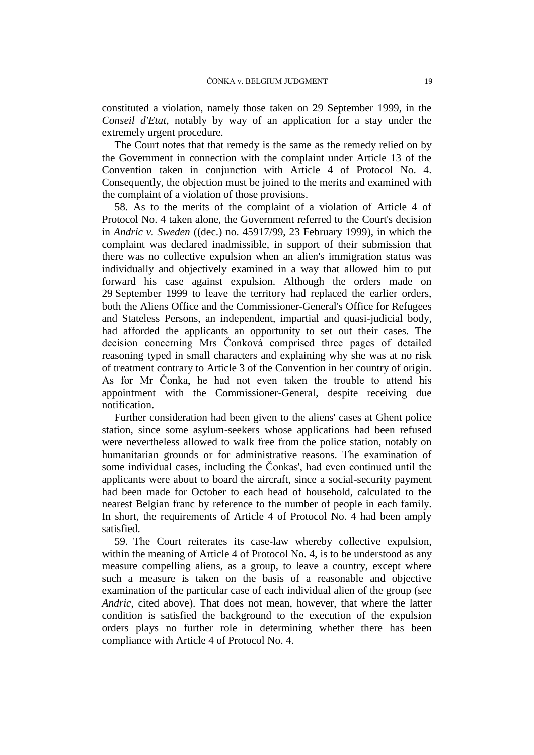constituted a violation, namely those taken on 29 September 1999, in the *Conseil d'Etat*, notably by way of an application for a stay under the extremely urgent procedure.

The Court notes that that remedy is the same as the remedy relied on by the Government in connection with the complaint under Article 13 of the Convention taken in conjunction with Article 4 of Protocol No. 4. Consequently, the objection must be joined to the merits and examined with the complaint of a violation of those provisions.

58. As to the merits of the complaint of a violation of Article 4 of Protocol No. 4 taken alone, the Government referred to the Court's decision in *Andric v. Sweden* ((dec.) no. 45917/99, 23 February 1999), in which the complaint was declared inadmissible, in support of their submission that there was no collective expulsion when an alien's immigration status was individually and objectively examined in a way that allowed him to put forward his case against expulsion. Although the orders made on 29 September 1999 to leave the territory had replaced the earlier orders, both the Aliens Office and the Commissioner-General's Office for Refugees and Stateless Persons, an independent, impartial and quasi-judicial body, had afforded the applicants an opportunity to set out their cases. The decision concerning Mrs Čonková comprised three pages of detailed reasoning typed in small characters and explaining why she was at no risk of treatment contrary to Article 3 of the Convention in her country of origin. As for Mr Čonka, he had not even taken the trouble to attend his appointment with the Commissioner-General, despite receiving due notification.

Further consideration had been given to the aliens' cases at Ghent police station, since some asylum-seekers whose applications had been refused were nevertheless allowed to walk free from the police station, notably on humanitarian grounds or for administrative reasons. The examination of some individual cases, including the Čonkas', had even continued until the applicants were about to board the aircraft, since a social-security payment had been made for October to each head of household, calculated to the nearest Belgian franc by reference to the number of people in each family. In short, the requirements of Article 4 of Protocol No. 4 had been amply satisfied.

59. The Court reiterates its case-law whereby collective expulsion, within the meaning of Article 4 of Protocol No. 4, is to be understood as any measure compelling aliens, as a group, to leave a country, except where such a measure is taken on the basis of a reasonable and objective examination of the particular case of each individual alien of the group (see *Andric*, cited above). That does not mean, however, that where the latter condition is satisfied the background to the execution of the expulsion orders plays no further role in determining whether there has been compliance with Article 4 of Protocol No. 4.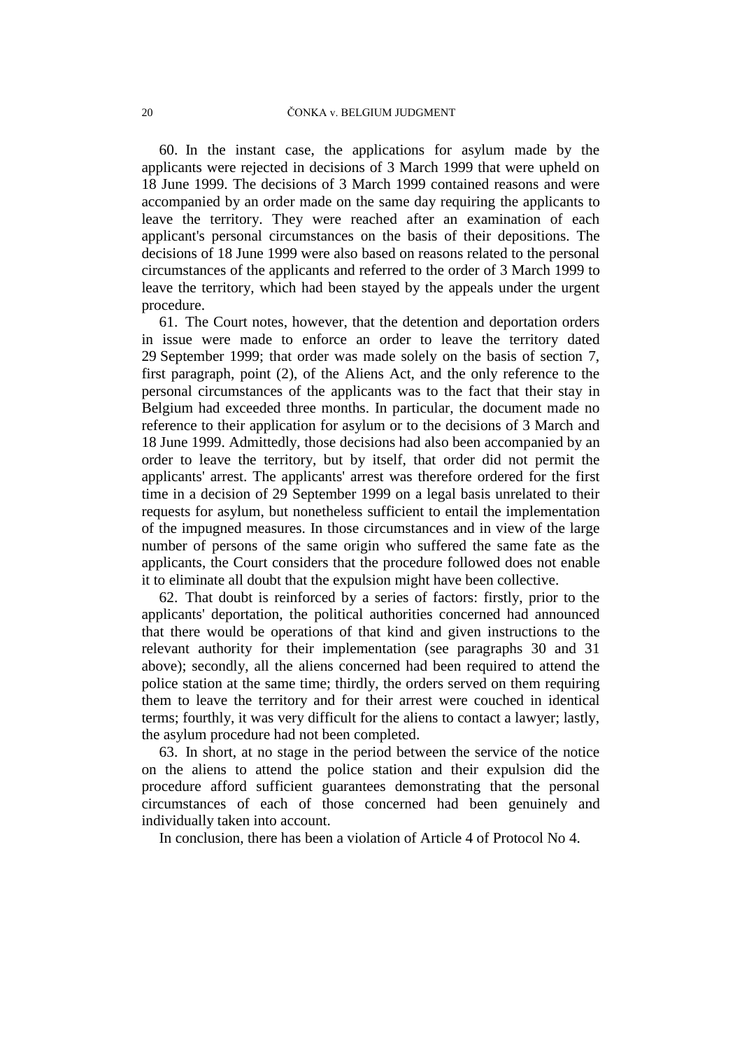60. In the instant case, the applications for asylum made by the applicants were rejected in decisions of 3 March 1999 that were upheld on 18 June 1999. The decisions of 3 March 1999 contained reasons and were accompanied by an order made on the same day requiring the applicants to leave the territory. They were reached after an examination of each applicant's personal circumstances on the basis of their depositions. The decisions of 18 June 1999 were also based on reasons related to the personal circumstances of the applicants and referred to the order of 3 March 1999 to leave the territory, which had been stayed by the appeals under the urgent procedure.

61. The Court notes, however, that the detention and deportation orders in issue were made to enforce an order to leave the territory dated 29 September 1999; that order was made solely on the basis of section 7, first paragraph, point (2), of the Aliens Act, and the only reference to the personal circumstances of the applicants was to the fact that their stay in Belgium had exceeded three months. In particular, the document made no reference to their application for asylum or to the decisions of 3 March and 18 June 1999. Admittedly, those decisions had also been accompanied by an order to leave the territory, but by itself, that order did not permit the applicants' arrest. The applicants' arrest was therefore ordered for the first time in a decision of 29 September 1999 on a legal basis unrelated to their requests for asylum, but nonetheless sufficient to entail the implementation of the impugned measures. In those circumstances and in view of the large number of persons of the same origin who suffered the same fate as the applicants, the Court considers that the procedure followed does not enable it to eliminate all doubt that the expulsion might have been collective.

62. That doubt is reinforced by a series of factors: firstly, prior to the applicants' deportation, the political authorities concerned had announced that there would be operations of that kind and given instructions to the relevant authority for their implementation (see paragraphs 30 and 31 above); secondly, all the aliens concerned had been required to attend the police station at the same time; thirdly, the orders served on them requiring them to leave the territory and for their arrest were couched in identical terms; fourthly, it was very difficult for the aliens to contact a lawyer; lastly, the asylum procedure had not been completed.

63. In short, at no stage in the period between the service of the notice on the aliens to attend the police station and their expulsion did the procedure afford sufficient guarantees demonstrating that the personal circumstances of each of those concerned had been genuinely and individually taken into account.

In conclusion, there has been a violation of Article 4 of Protocol No 4.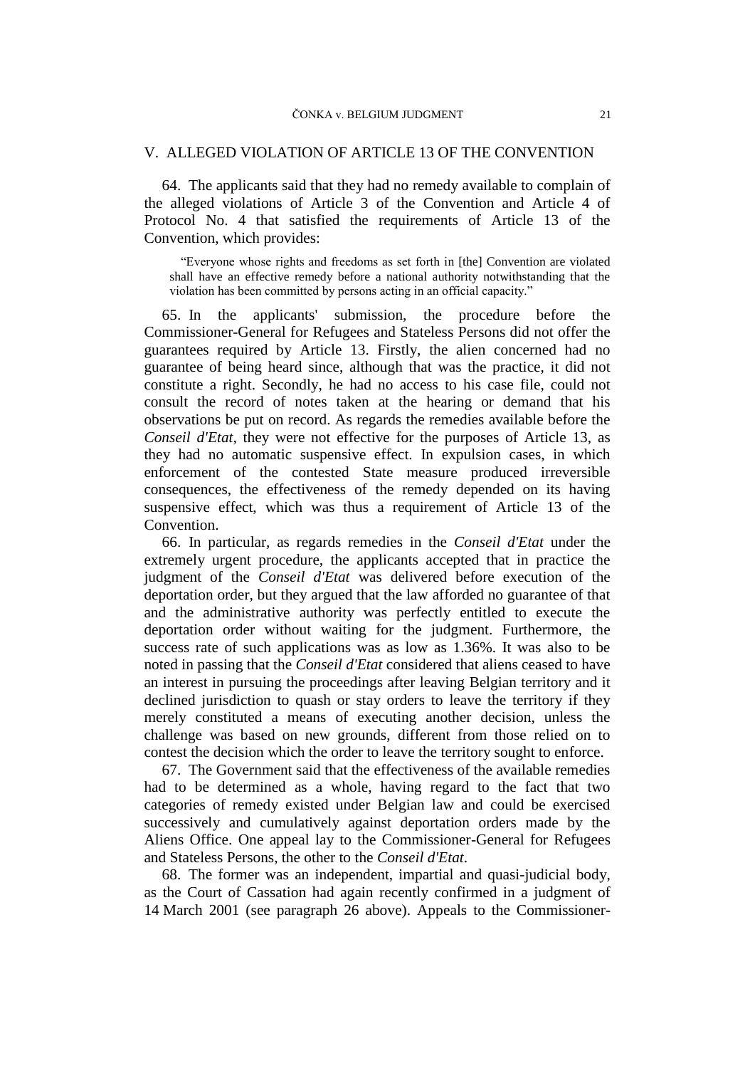## V. ALLEGED VIOLATION OF ARTICLE 13 OF THE CONVENTION

64. The applicants said that they had no remedy available to complain of the alleged violations of Article 3 of the Convention and Article 4 of Protocol No. 4 that satisfied the requirements of Article 13 of the Convention, which provides:

> "Everyone whose rights and freedoms as set forth in [the] Convention are violated shall have an effective remedy before a national authority notwithstanding that the violation has been committed by persons acting in an official capacity."

65. In the applicants' submission, the procedure before the Commissioner-General for Refugees and Stateless Persons did not offer the guarantees required by Article 13. Firstly, the alien concerned had no guarantee of being heard since, although that was the practice, it did not constitute a right. Secondly, he had no access to his case file, could not consult the record of notes taken at the hearing or demand that his observations be put on record. As regards the remedies available before the *Conseil d'Etat*, they were not effective for the purposes of Article 13, as they had no automatic suspensive effect. In expulsion cases, in which enforcement of the contested State measure produced irreversible consequences, the effectiveness of the remedy depended on its having suspensive effect, which was thus a requirement of Article 13 of the Convention.

66. In particular, as regards remedies in the *Conseil d'Etat* under the extremely urgent procedure, the applicants accepted that in practice the judgment of the *Conseil d'Etat* was delivered before execution of the deportation order, but they argued that the law afforded no guarantee of that and the administrative authority was perfectly entitled to execute the deportation order without waiting for the judgment. Furthermore, the success rate of such applications was as low as 1.36%. It was also to be noted in passing that the *Conseil d'Etat* considered that aliens ceased to have an interest in pursuing the proceedings after leaving Belgian territory and it declined jurisdiction to quash or stay orders to leave the territory if they merely constituted a means of executing another decision, unless the challenge was based on new grounds, different from those relied on to contest the decision which the order to leave the territory sought to enforce.

67. The Government said that the effectiveness of the available remedies had to be determined as a whole, having regard to the fact that two categories of remedy existed under Belgian law and could be exercised successively and cumulatively against deportation orders made by the Aliens Office. One appeal lay to the Commissioner-General for Refugees and Stateless Persons, the other to the *Conseil d'Etat*.

68. The former was an independent, impartial and quasi-judicial body, as the Court of Cassation had again recently confirmed in a judgment of 14 March 2001 (see paragraph 26 above). Appeals to the Commissioner-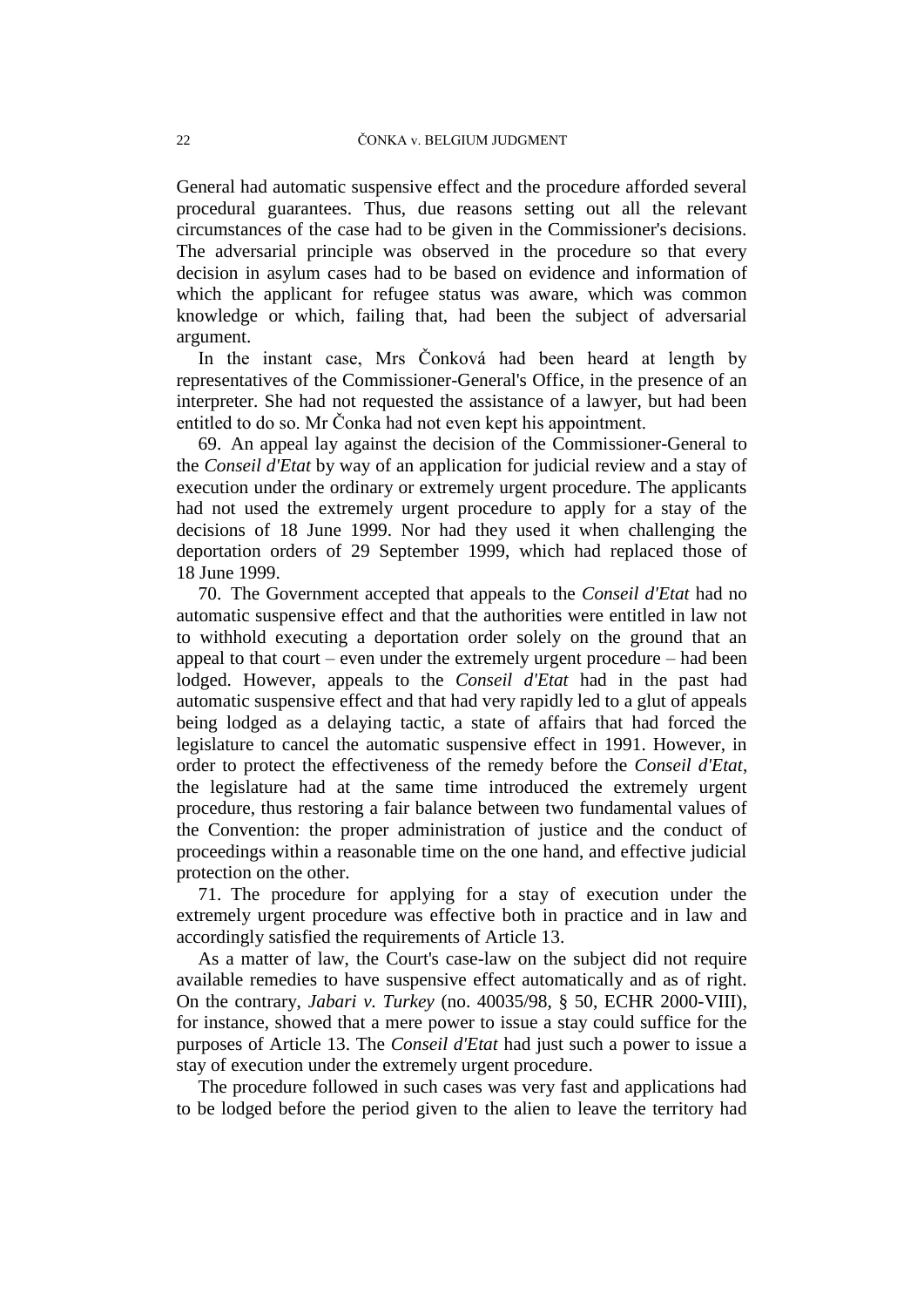General had automatic suspensive effect and the procedure afforded several procedural guarantees. Thus, due reasons setting out all the relevant circumstances of the case had to be given in the Commissioner's decisions. The adversarial principle was observed in the procedure so that every decision in asylum cases had to be based on evidence and information of which the applicant for refugee status was aware, which was common knowledge or which, failing that, had been the subject of adversarial argument.

In the instant case, Mrs Čonková had been heard at length by representatives of the Commissioner-General's Office, in the presence of an interpreter. She had not requested the assistance of a lawyer, but had been entitled to do so. Mr Čonka had not even kept his appointment.

69. An appeal lay against the decision of the Commissioner-General to the *Conseil d'Etat* by way of an application for judicial review and a stay of execution under the ordinary or extremely urgent procedure. The applicants had not used the extremely urgent procedure to apply for a stay of the decisions of 18 June 1999. Nor had they used it when challenging the deportation orders of 29 September 1999, which had replaced those of 18 June 1999.

70. The Government accepted that appeals to the *Conseil d'Etat* had no automatic suspensive effect and that the authorities were entitled in law not to withhold executing a deportation order solely on the ground that an appeal to that court – even under the extremely urgent procedure – had been lodged. However, appeals to the *Conseil d'Etat* had in the past had automatic suspensive effect and that had very rapidly led to a glut of appeals being lodged as a delaying tactic, a state of affairs that had forced the legislature to cancel the automatic suspensive effect in 1991. However, in order to protect the effectiveness of the remedy before the *Conseil d'Etat*, the legislature had at the same time introduced the extremely urgent procedure, thus restoring a fair balance between two fundamental values of the Convention: the proper administration of justice and the conduct of proceedings within a reasonable time on the one hand, and effective judicial protection on the other.

71. The procedure for applying for a stay of execution under the extremely urgent procedure was effective both in practice and in law and accordingly satisfied the requirements of Article 13.

As a matter of law, the Court's case-law on the subject did not require available remedies to have suspensive effect automatically and as of right. On the contrary, *Jabari v. Turkey* (no. 40035/98, § 50, ECHR 2000-VIII), for instance, showed that a mere power to issue a stay could suffice for the purposes of Article 13. The *Conseil d'Etat* had just such a power to issue a stay of execution under the extremely urgent procedure.

The procedure followed in such cases was very fast and applications had to be lodged before the period given to the alien to leave the territory had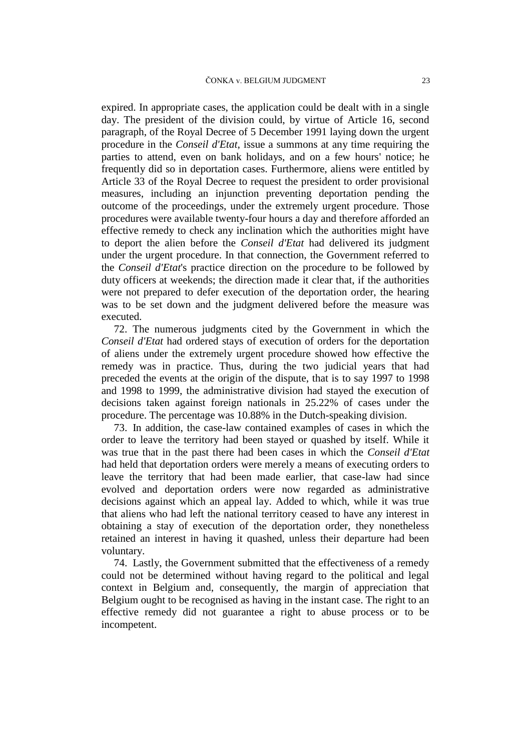expired. In appropriate cases, the application could be dealt with in a single day. The president of the division could, by virtue of Article 16, second paragraph, of the Royal Decree of 5 December 1991 laying down the urgent procedure in the *Conseil d'Etat*, issue a summons at any time requiring the parties to attend, even on bank holidays, and on a few hours' notice; he frequently did so in deportation cases. Furthermore, aliens were entitled by Article 33 of the Royal Decree to request the president to order provisional measures, including an injunction preventing deportation pending the outcome of the proceedings, under the extremely urgent procedure. Those procedures were available twenty-four hours a day and therefore afforded an effective remedy to check any inclination which the authorities might have to deport the alien before the *Conseil d'Etat* had delivered its judgment under the urgent procedure. In that connection, the Government referred to the *Conseil d'Etat*'s practice direction on the procedure to be followed by duty officers at weekends; the direction made it clear that, if the authorities were not prepared to defer execution of the deportation order, the hearing was to be set down and the judgment delivered before the measure was executed.

72. The numerous judgments cited by the Government in which the *Conseil d'Etat* had ordered stays of execution of orders for the deportation of aliens under the extremely urgent procedure showed how effective the remedy was in practice. Thus, during the two judicial years that had preceded the events at the origin of the dispute, that is to say 1997 to 1998 and 1998 to 1999, the administrative division had stayed the execution of decisions taken against foreign nationals in 25.22% of cases under the procedure. The percentage was 10.88% in the Dutch-speaking division.

73. In addition, the case-law contained examples of cases in which the order to leave the territory had been stayed or quashed by itself. While it was true that in the past there had been cases in which the *Conseil d'Etat* had held that deportation orders were merely a means of executing orders to leave the territory that had been made earlier, that case-law had since evolved and deportation orders were now regarded as administrative decisions against which an appeal lay. Added to which, while it was true that aliens who had left the national territory ceased to have any interest in obtaining a stay of execution of the deportation order, they nonetheless retained an interest in having it quashed, unless their departure had been voluntary.

74. Lastly, the Government submitted that the effectiveness of a remedy could not be determined without having regard to the political and legal context in Belgium and, consequently, the margin of appreciation that Belgium ought to be recognised as having in the instant case. The right to an effective remedy did not guarantee a right to abuse process or to be incompetent.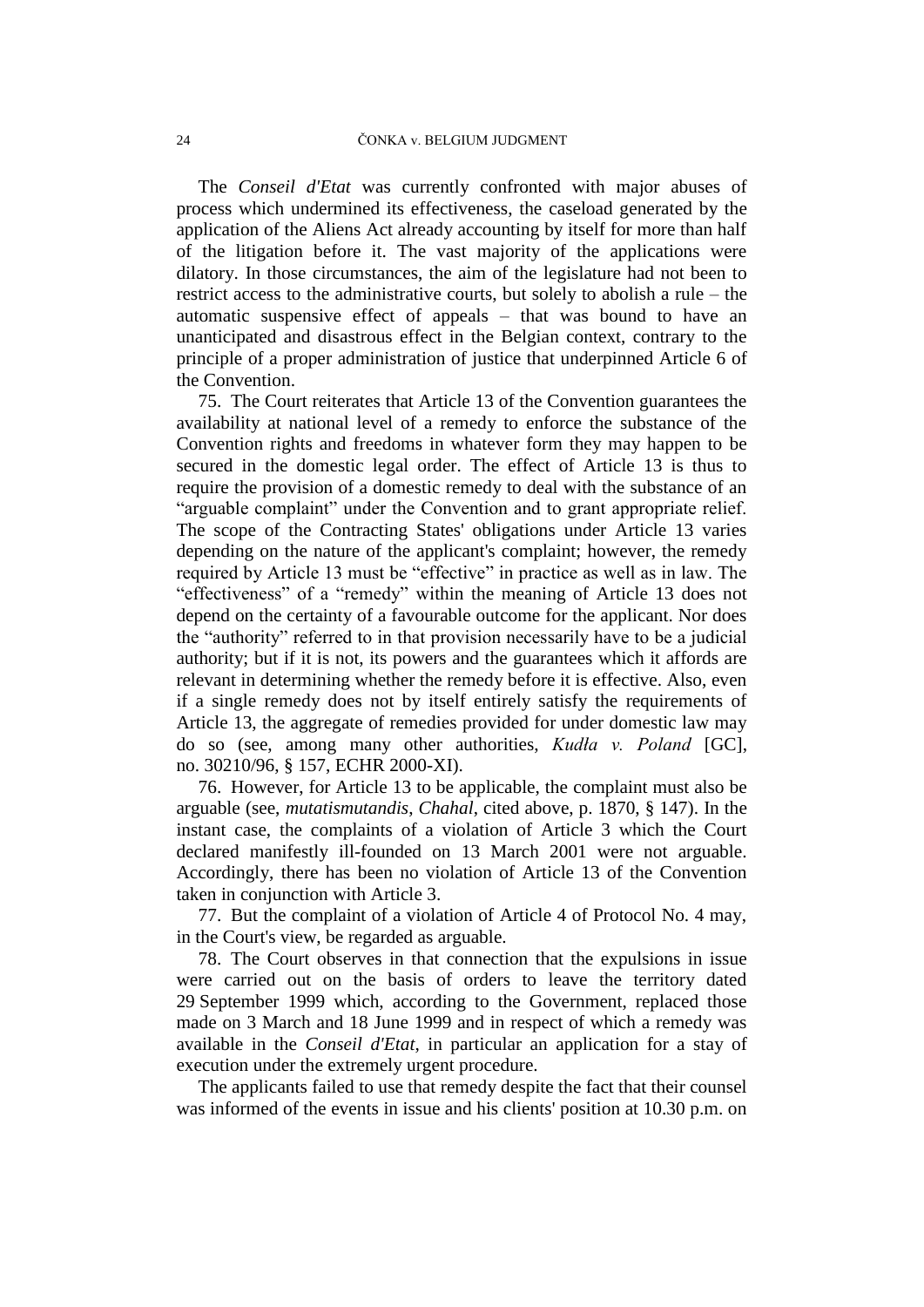The *Conseil d'Etat* was currently confronted with major abuses of process which undermined its effectiveness, the caseload generated by the application of the Aliens Act already accounting by itself for more than half of the litigation before it. The vast majority of the applications were dilatory. In those circumstances, the aim of the legislature had not been to restrict access to the administrative courts, but solely to abolish a rule – the automatic suspensive effect of appeals – that was bound to have an unanticipated and disastrous effect in the Belgian context, contrary to the principle of a proper administration of justice that underpinned Article 6 of the Convention.

75. The Court reiterates that Article 13 of the Convention guarantees the availability at national level of a remedy to enforce the substance of the Convention rights and freedoms in whatever form they may happen to be secured in the domestic legal order. The effect of Article 13 is thus to require the provision of a domestic remedy to deal with the substance of an "arguable complaint" under the Convention and to grant appropriate relief. The scope of the Contracting States' obligations under Article 13 varies depending on the nature of the applicant's complaint; however, the remedy required by Article 13 must be "effective" in practice as well as in law. The "effectiveness" of a "remedy" within the meaning of Article 13 does not depend on the certainty of a favourable outcome for the applicant. Nor does the "authority" referred to in that provision necessarily have to be a judicial authority; but if it is not, its powers and the guarantees which it affords are relevant in determining whether the remedy before it is effective. Also, even if a single remedy does not by itself entirely satisfy the requirements of Article 13, the aggregate of remedies provided for under domestic law may do so (see, among many other authorities, *Kudła v. Poland* [GC], no. 30210/96, § 157, ECHR 2000-XI).

76. However, for Article 13 to be applicable, the complaint must also be arguable (see, *mutatismutandis*, *Chahal*, cited above, p. 1870, § 147). In the instant case, the complaints of a violation of Article 3 which the Court declared manifestly ill-founded on 13 March 2001 were not arguable. Accordingly, there has been no violation of Article 13 of the Convention taken in conjunction with Article 3.

77. But the complaint of a violation of Article 4 of Protocol No. 4 may, in the Court's view, be regarded as arguable.

78. The Court observes in that connection that the expulsions in issue were carried out on the basis of orders to leave the territory dated 29 September 1999 which, according to the Government, replaced those made on 3 March and 18 June 1999 and in respect of which a remedy was available in the *Conseil d'Etat*, in particular an application for a stay of execution under the extremely urgent procedure.

The applicants failed to use that remedy despite the fact that their counsel was informed of the events in issue and his clients' position at 10.30 p.m. on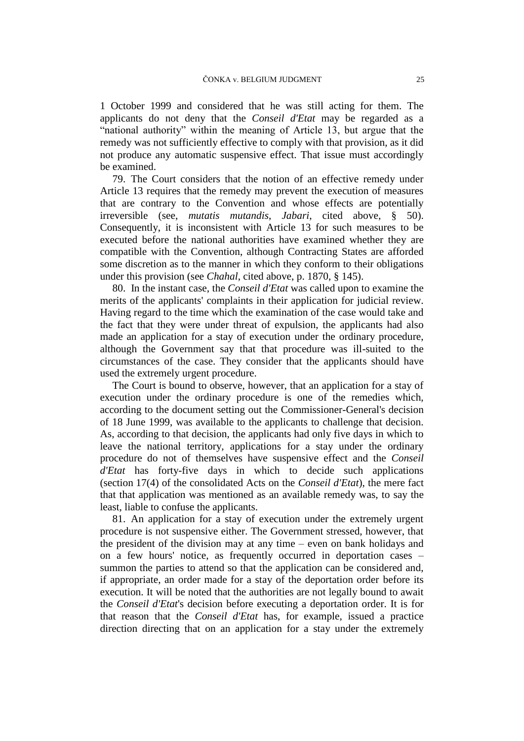1 October 1999 and considered that he was still acting for them. The applicants do not deny that the *Conseil d'Etat* may be regarded as a "national authority" within the meaning of Article 13, but argue that the remedy was not sufficiently effective to comply with that provision, as it did not produce any automatic suspensive effect. That issue must accordingly be examined.

79. The Court considers that the notion of an effective remedy under Article 13 requires that the remedy may prevent the execution of measures that are contrary to the Convention and whose effects are potentially irreversible (see, *mutatis mutandis*, *Jabari*, cited above, § 50). Consequently, it is inconsistent with Article 13 for such measures to be executed before the national authorities have examined whether they are compatible with the Convention, although Contracting States are afforded some discretion as to the manner in which they conform to their obligations under this provision (see *Chahal*, cited above, p. 1870, § 145).

80. In the instant case, the *Conseil d'Etat* was called upon to examine the merits of the applicants' complaints in their application for judicial review. Having regard to the time which the examination of the case would take and the fact that they were under threat of expulsion, the applicants had also made an application for a stay of execution under the ordinary procedure, although the Government say that that procedure was ill-suited to the circumstances of the case. They consider that the applicants should have used the extremely urgent procedure.

The Court is bound to observe, however, that an application for a stay of execution under the ordinary procedure is one of the remedies which, according to the document setting out the Commissioner-General's decision of 18 June 1999, was available to the applicants to challenge that decision. As, according to that decision, the applicants had only five days in which to leave the national territory, applications for a stay under the ordinary procedure do not of themselves have suspensive effect and the *Conseil d'Etat* has forty-five days in which to decide such applications (section 17(4) of the consolidated Acts on the *Conseil d'Etat*), the mere fact that that application was mentioned as an available remedy was, to say the least, liable to confuse the applicants.

81. An application for a stay of execution under the extremely urgent procedure is not suspensive either. The Government stressed, however, that the president of the division may at any time – even on bank holidays and on a few hours' notice, as frequently occurred in deportation cases – summon the parties to attend so that the application can be considered and, if appropriate, an order made for a stay of the deportation order before its execution. It will be noted that the authorities are not legally bound to await the *Conseil d'Etat*'s decision before executing a deportation order. It is for that reason that the *Conseil d'Etat* has, for example, issued a practice direction directing that on an application for a stay under the extremely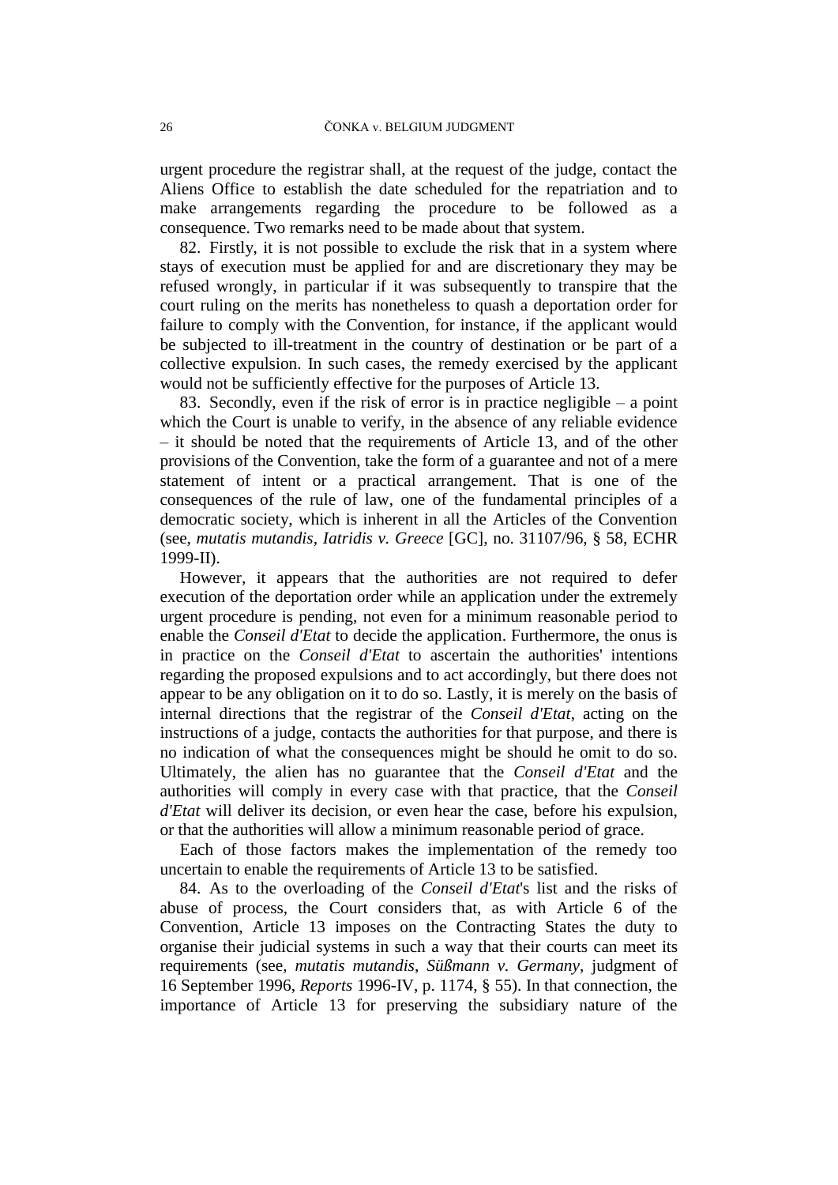urgent procedure the registrar shall, at the request of the judge, contact the Aliens Office to establish the date scheduled for the repatriation and to make arrangements regarding the procedure to be followed as a consequence. Two remarks need to be made about that system.

82. Firstly, it is not possible to exclude the risk that in a system where stays of execution must be applied for and are discretionary they may be refused wrongly, in particular if it was subsequently to transpire that the court ruling on the merits has nonetheless to quash a deportation order for failure to comply with the Convention, for instance, if the applicant would be subjected to ill-treatment in the country of destination or be part of a collective expulsion. In such cases, the remedy exercised by the applicant would not be sufficiently effective for the purposes of Article 13.

83. Secondly, even if the risk of error is in practice negligible – a point which the Court is unable to verify, in the absence of any reliable evidence – it should be noted that the requirements of Article 13, and of the other provisions of the Convention, take the form of a guarantee and not of a mere statement of intent or a practical arrangement. That is one of the consequences of the rule of law, one of the fundamental principles of a democratic society, which is inherent in all the Articles of the Convention (see, *mutatis mutandis*, *Iatridis v. Greece* [GC], no. 31107/96, § 58, ECHR 1999-II).

However, it appears that the authorities are not required to defer execution of the deportation order while an application under the extremely urgent procedure is pending, not even for a minimum reasonable period to enable the *Conseil d'Etat* to decide the application. Furthermore, the onus is in practice on the *Conseil d'Etat* to ascertain the authorities' intentions regarding the proposed expulsions and to act accordingly, but there does not appear to be any obligation on it to do so. Lastly, it is merely on the basis of internal directions that the registrar of the *Conseil d'Etat*, acting on the instructions of a judge, contacts the authorities for that purpose, and there is no indication of what the consequences might be should he omit to do so. Ultimately, the alien has no guarantee that the *Conseil d'Etat* and the authorities will comply in every case with that practice, that the *Conseil d'Etat* will deliver its decision, or even hear the case, before his expulsion, or that the authorities will allow a minimum reasonable period of grace.

Each of those factors makes the implementation of the remedy too uncertain to enable the requirements of Article 13 to be satisfied.

84. As to the overloading of the *Conseil d'Etat*'s list and the risks of abuse of process, the Court considers that, as with Article 6 of the Convention, Article 13 imposes on the Contracting States the duty to organise their judicial systems in such a way that their courts can meet its requirements (see, *mutatis mutandis*, *Süßmann v. Germany*, judgment of 16 September 1996, *Reports* 1996-IV, p. 1174, § 55). In that connection, the importance of Article 13 for preserving the subsidiary nature of the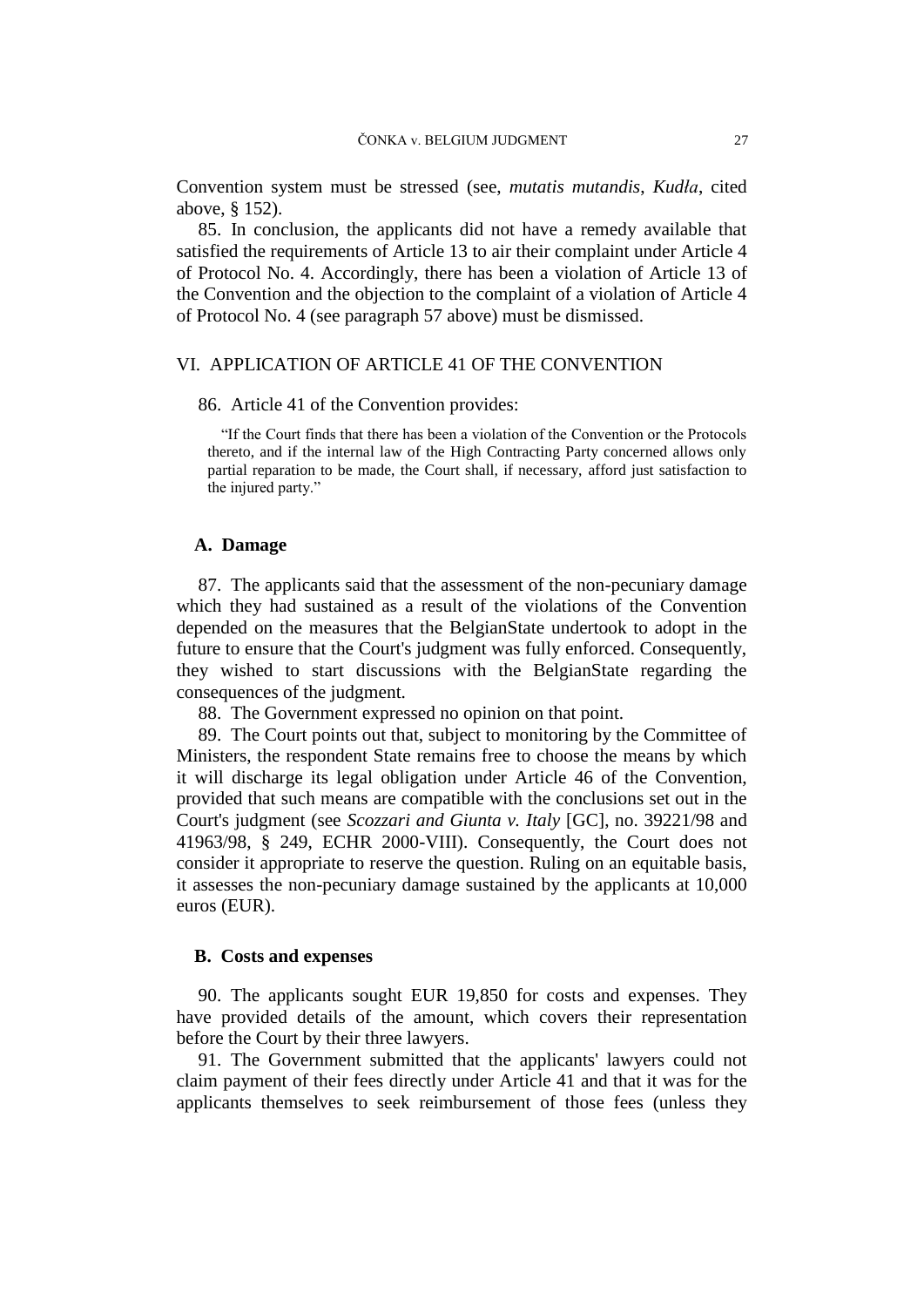Convention system must be stressed (see, *mutatis mutandis*, *Kudła*, cited above, § 152).

85. In conclusion, the applicants did not have a remedy available that satisfied the requirements of Article 13 to air their complaint under Article 4 of Protocol No. 4. Accordingly, there has been a violation of Article 13 of the Convention and the objection to the complaint of a violation of Article 4 of Protocol No. 4 (see paragraph 57 above) must be dismissed.

## VI. APPLICATION OF ARTICLE 41 OF THE CONVENTION

86. Article 41 of the Convention provides:

> "If the Court finds that there has been a violation of the Convention or the Protocols thereto, and if the internal law of the High Contracting Party concerned allows only partial reparation to be made, the Court shall, if necessary, afford just satisfaction to the injured party."

### A. Damage

87. The applicants said that the assessment of the non-pecuniary damage which they had sustained as a result of the violations of the Convention depended on the measures that the BelgianState undertook to adopt in the future to ensure that the Court's judgment was fully enforced. Consequently, they wished to start discussions with the BelgianState regarding the consequences of the judgment.

88. The Government expressed no opinion on that point.

89. The Court points out that, subject to monitoring by the Committee of Ministers, the respondent State remains free to choose the means by which it will discharge its legal obligation under Article 46 of the Convention, provided that such means are compatible with the conclusions set out in the Court's judgment (see *Scozzari and Giunta v. Italy* [GC], no. 39221/98 and 41963/98, § 249, ECHR 2000-VIII). Consequently, the Court does not consider it appropriate to reserve the question. Ruling on an equitable basis, it assesses the non-pecuniary damage sustained by the applicants at 10,000 euros (EUR).

### B. Costs and expenses

90. The applicants sought EUR 19,850 for costs and expenses. They have provided details of the amount, which covers their representation before the Court by their three lawyers.

91. The Government submitted that the applicants' lawyers could not claim payment of their fees directly under Article 41 and that it was for the applicants themselves to seek reimbursement of those fees (unless they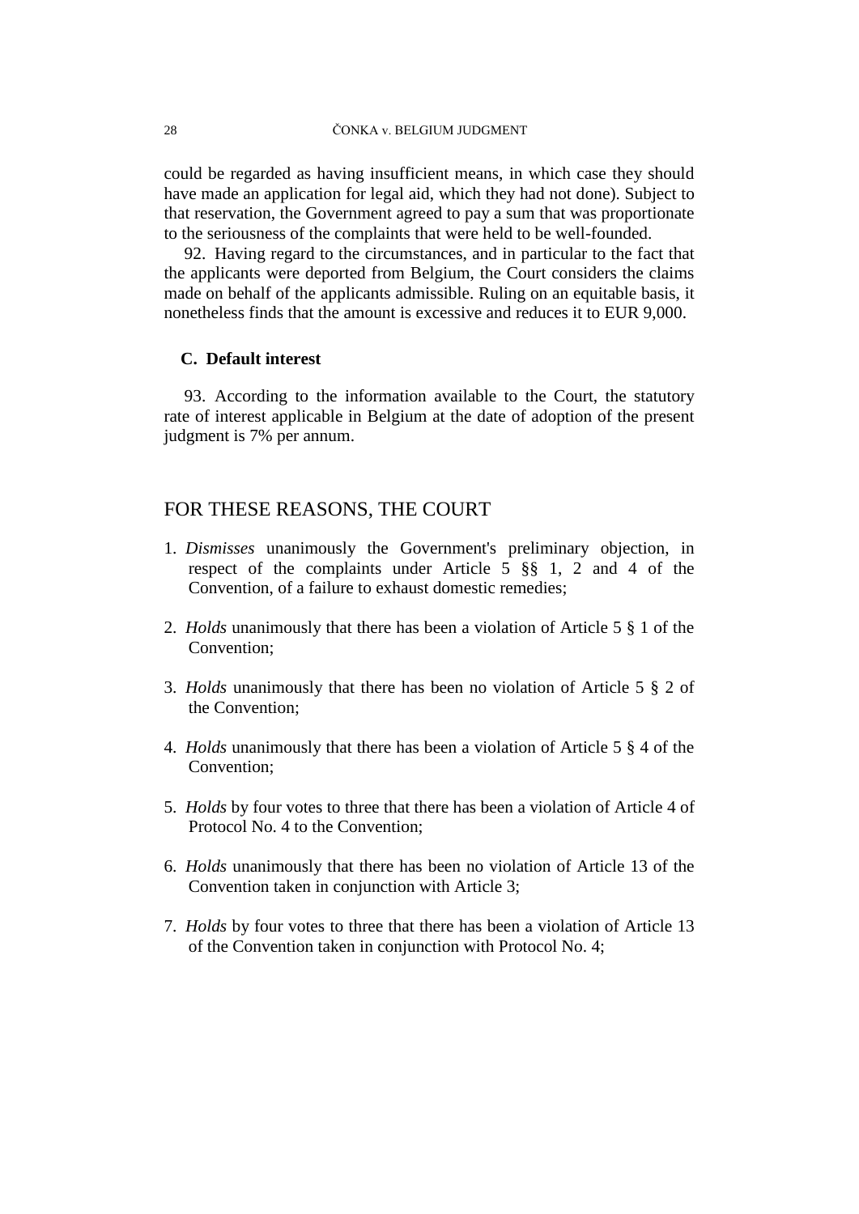could be regarded as having insufficient means, in which case they should have made an application for legal aid, which they had not done). Subject to that reservation, the Government agreed to pay a sum that was proportionate to the seriousness of the complaints that were held to be well-founded.

92. Having regard to the circumstances, and in particular to the fact that the applicants were deported from Belgium, the Court considers the claims made on behalf of the applicants admissible. Ruling on an equitable basis, it nonetheless finds that the amount is excessive and reduces it to EUR 9,000.

### C. Default interest

93. According to the information available to the Court, the statutory rate of interest applicable in Belgium at the date of adoption of the present judgment is 7% per annum.

## FOR THESE REASONS, THE COURT

1. *Dismisses* unanimously the Government's preliminary objection, in respect of the complaints under Article 5 §§ 1, 2 and 4 of the Convention, of a failure to exhaust domestic remedies;

2. *Holds* unanimously that there has been a violation of Article 5 § 1 of the Convention;

3. *Holds* unanimously that there has been no violation of Article 5 § 2 of the Convention;

4. *Holds* unanimously that there has been a violation of Article 5 § 4 of the Convention;

5. *Holds* by four votes to three that there has been a violation of Article 4 of Protocol No. 4 to the Convention;

6. *Holds* unanimously that there has been no violation of Article 13 of the Convention taken in conjunction with Article 3;

7. *Holds* by four votes to three that there has been a violation of Article 13 of the Convention taken in conjunction with Protocol No. 4;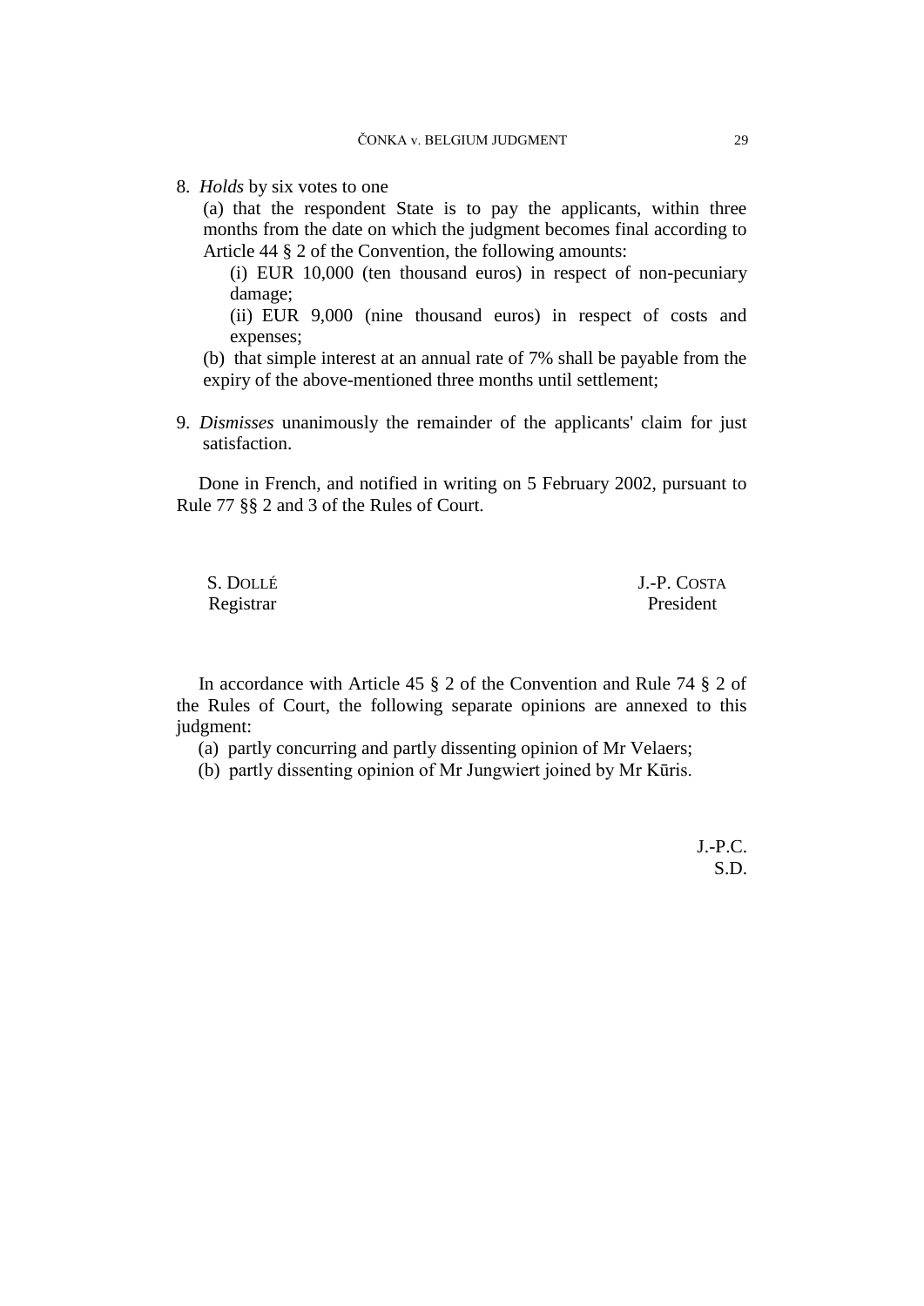8. *Holds* by six votes to one

   (a) that the respondent State is to pay the applicants, within three months from the date on which the judgment becomes final according to Article 44 § 2 of the Convention, the following amounts:

   (i) EUR 10,000 (ten thousand euros) in respect of non-pecuniary damage;

   (ii) EUR 9,000 (nine thousand euros) in respect of costs and expenses;

   (b) that simple interest at an annual rate of 7% shall be payable from the expiry of the above-mentioned three months until settlement;

9. *Dismisses* unanimously the remainder of the applicants' claim for just satisfaction.

Done in French, and notified in writing on 5 February 2002, pursuant to Rule 77 §§ 2 and 3 of the Rules of Court.

S. DOLLÉ
Registrar

J.-P. COSTA
President

In accordance with Article 45 § 2 of the Convention and Rule 74 § 2 of the Rules of Court, the following separate opinions are annexed to this judgment:

(a) partly concurring and partly dissenting opinion of Mr Velaers;

(b) partly dissenting opinion of Mr Jungwiert joined by Mr Kūris.

J.-P.C.
S.D.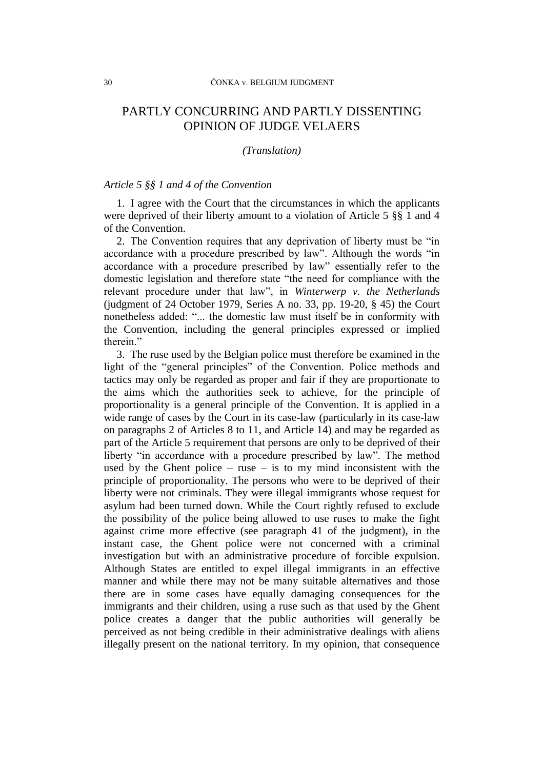# PARTLY CONCURRING AND PARTLY DISSENTING OPINION OF JUDGE VELAERS

*(Translation)*

*Article 5 §§ 1 and 4 of the Convention*

1. I agree with the Court that the circumstances in which the applicants were deprived of their liberty amount to a violation of Article 5 §§ 1 and 4 of the Convention.

2. The Convention requires that any deprivation of liberty must be "in accordance with a procedure prescribed by law". Although the words "in accordance with a procedure prescribed by law" essentially refer to the domestic legislation and therefore state "the need for compliance with the relevant procedure under that law", in *Winterwerp v. the Netherlands* (judgment of 24 October 1979, Series A no. 33, pp. 19-20, § 45) the Court nonetheless added: "... the domestic law must itself be in conformity with the Convention, including the general principles expressed or implied therein."

3. The ruse used by the Belgian police must therefore be examined in the light of the "general principles" of the Convention. Police methods and tactics may only be regarded as proper and fair if they are proportionate to the aims which the authorities seek to achieve, for the principle of proportionality is a general principle of the Convention. It is applied in a wide range of cases by the Court in its case-law (particularly in its case-law on paragraphs 2 of Articles 8 to 11, and Article 14) and may be regarded as part of the Article 5 requirement that persons are only to be deprived of their liberty "in accordance with a procedure prescribed by law". The method used by the Ghent police – ruse – is to my mind inconsistent with the principle of proportionality. The persons who were to be deprived of their liberty were not criminals. They were illegal immigrants whose request for asylum had been turned down. While the Court rightly refused to exclude the possibility of the police being allowed to use ruses to make the fight against crime more effective (see paragraph 41 of the judgment), in the instant case, the Ghent police were not concerned with a criminal investigation but with an administrative procedure of forcible expulsion. Although States are entitled to expel illegal immigrants in an effective manner and while there may not be many suitable alternatives and those there are in some cases have equally damaging consequences for the immigrants and their children, using a ruse such as that used by the Ghent police creates a danger that the public authorities will generally be perceived as not being credible in their administrative dealings with aliens illegally present on the national territory. In my opinion, that consequence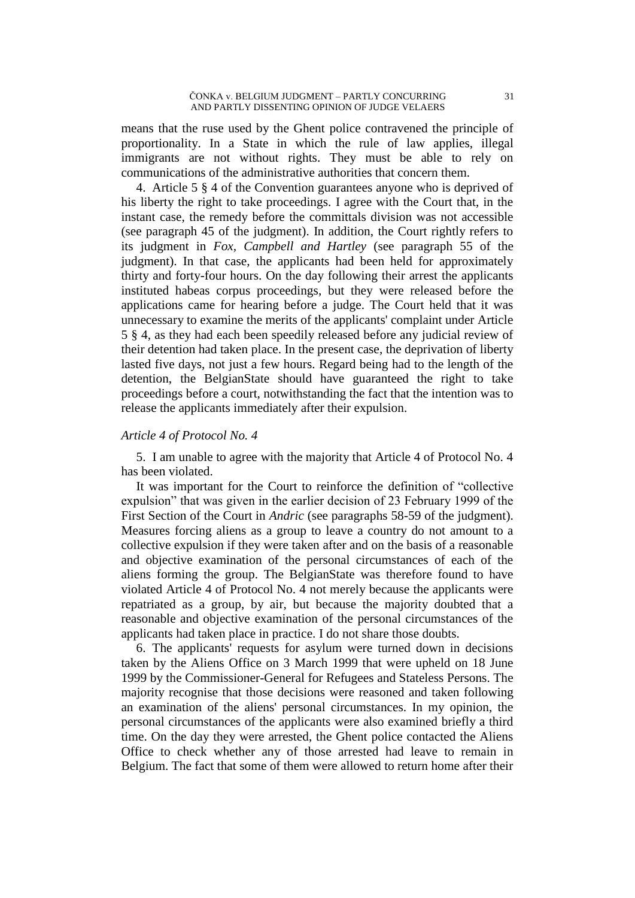means that the ruse used by the Ghent police contravened the principle of proportionality. In a State in which the rule of law applies, illegal immigrants are not without rights. They must be able to rely on communications of the administrative authorities that concern them.

4. Article 5 § 4 of the Convention guarantees anyone who is deprived of his liberty the right to take proceedings. I agree with the Court that, in the instant case, the remedy before the committals division was not accessible (see paragraph 45 of the judgment). In addition, the Court rightly refers to its judgment in *Fox, Campbell and Hartley* (see paragraph 55 of the judgment). In that case, the applicants had been held for approximately thirty and forty-four hours. On the day following their arrest the applicants instituted habeas corpus proceedings, but they were released before the applications came for hearing before a judge. The Court held that it was unnecessary to examine the merits of the applicants' complaint under Article 5 § 4, as they had each been speedily released before any judicial review of their detention had taken place. In the present case, the deprivation of liberty lasted five days, not just a few hours. Regard being had to the length of the detention, the BelgianState should have guaranteed the right to take proceedings before a court, notwithstanding the fact that the intention was to release the applicants immediately after their expulsion.

### *Article 4 of Protocol No. 4*

5. I am unable to agree with the majority that Article 4 of Protocol No. 4 has been violated.

It was important for the Court to reinforce the definition of "collective expulsion" that was given in the earlier decision of 23 February 1999 of the First Section of the Court in *Andric* (see paragraphs 58-59 of the judgment). Measures forcing aliens as a group to leave a country do not amount to a collective expulsion if they were taken after and on the basis of a reasonable and objective examination of the personal circumstances of each of the aliens forming the group. The BelgianState was therefore found to have violated Article 4 of Protocol No. 4 not merely because the applicants were repatriated as a group, by air, but because the majority doubted that a reasonable and objective examination of the personal circumstances of the applicants had taken place in practice. I do not share those doubts.

6. The applicants' requests for asylum were turned down in decisions taken by the Aliens Office on 3 March 1999 that were upheld on 18 June 1999 by the Commissioner-General for Refugees and Stateless Persons. The majority recognise that those decisions were reasoned and taken following an examination of the aliens' personal circumstances. In my opinion, the personal circumstances of the applicants were also examined briefly a third time. On the day they were arrested, the Ghent police contacted the Aliens Office to check whether any of those arrested had leave to remain in Belgium. The fact that some of them were allowed to return home after their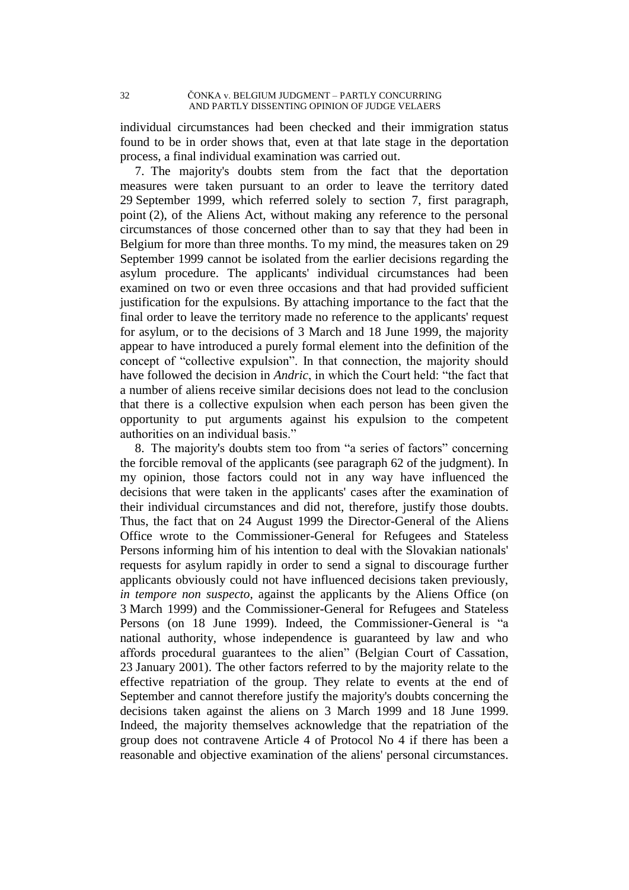individual circumstances had been checked and their immigration status found to be in order shows that, even at that late stage in the deportation process, a final individual examination was carried out.

7. The majority's doubts stem from the fact that the deportation measures were taken pursuant to an order to leave the territory dated 29 September 1999, which referred solely to section 7, first paragraph, point (2), of the Aliens Act, without making any reference to the personal circumstances of those concerned other than to say that they had been in Belgium for more than three months. To my mind, the measures taken on 29 September 1999 cannot be isolated from the earlier decisions regarding the asylum procedure. The applicants' individual circumstances had been examined on two or even three occasions and that had provided sufficient justification for the expulsions. By attaching importance to the fact that the final order to leave the territory made no reference to the applicants' request for asylum, or to the decisions of 3 March and 18 June 1999, the majority appear to have introduced a purely formal element into the definition of the concept of "collective expulsion". In that connection, the majority should have followed the decision in *Andric*, in which the Court held: "the fact that a number of aliens receive similar decisions does not lead to the conclusion that there is a collective expulsion when each person has been given the opportunity to put arguments against his expulsion to the competent authorities on an individual basis."

8. The majority's doubts stem too from "a series of factors" concerning the forcible removal of the applicants (see paragraph 62 of the judgment). In my opinion, those factors could not in any way have influenced the decisions that were taken in the applicants' cases after the examination of their individual circumstances and did not, therefore, justify those doubts. Thus, the fact that on 24 August 1999 the Director-General of the Aliens Office wrote to the Commissioner-General for Refugees and Stateless Persons informing him of his intention to deal with the Slovakian nationals' requests for asylum rapidly in order to send a signal to discourage further applicants obviously could not have influenced decisions taken previously, *in tempore non suspecto*, against the applicants by the Aliens Office (on 3 March 1999) and the Commissioner-General for Refugees and Stateless Persons (on 18 June 1999). Indeed, the Commissioner-General is "a national authority, whose independence is guaranteed by law and who affords procedural guarantees to the alien" (Belgian Court of Cassation, 23 January 2001). The other factors referred to by the majority relate to the effective repatriation of the group. They relate to events at the end of September and cannot therefore justify the majority's doubts concerning the decisions taken against the aliens on 3 March 1999 and 18 June 1999. Indeed, the majority themselves acknowledge that the repatriation of the group does not contravene Article 4 of Protocol No 4 if there has been a reasonable and objective examination of the aliens' personal circumstances.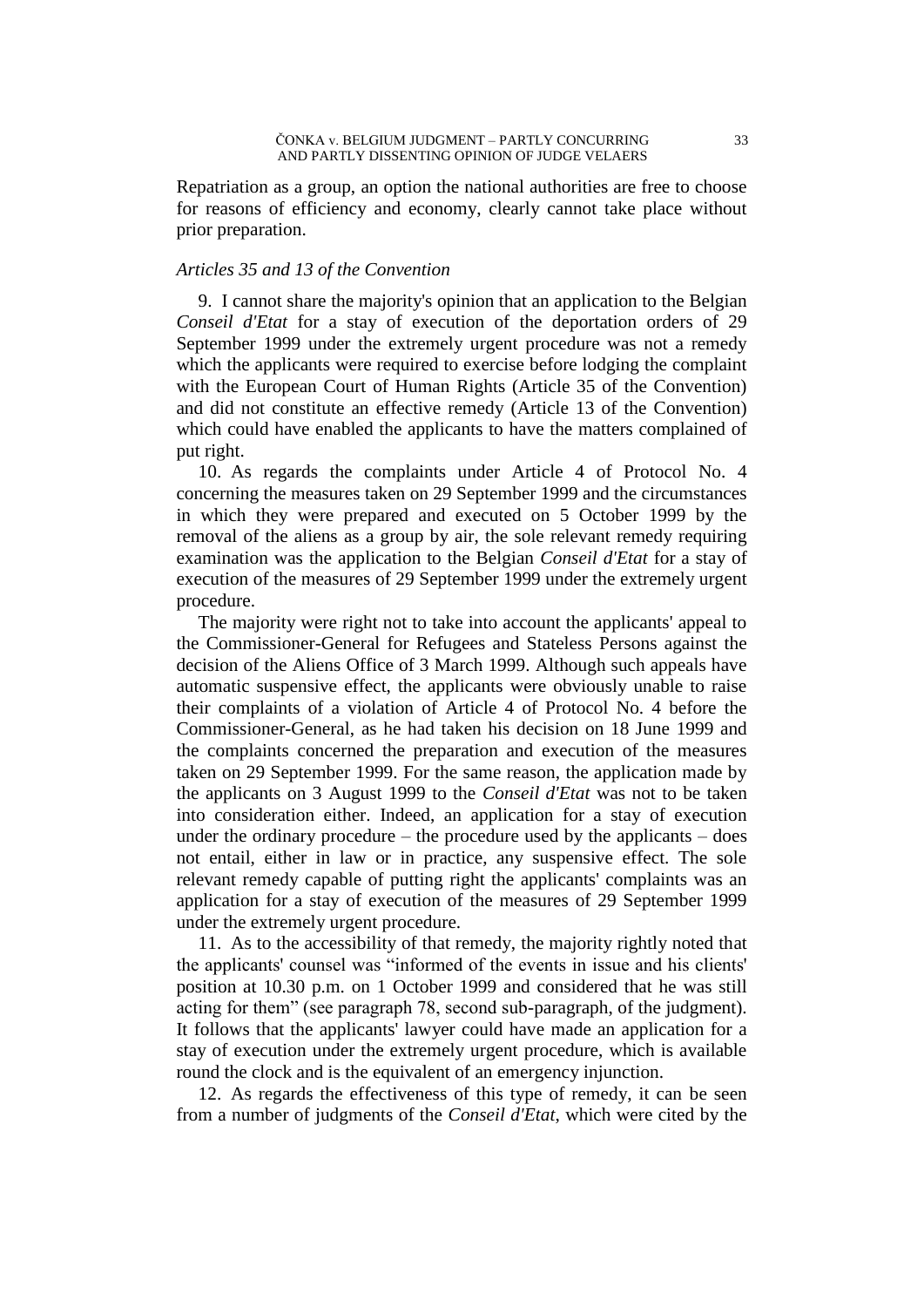Repatriation as a group, an option the national authorities are free to choose for reasons of efficiency and economy, clearly cannot take place without prior preparation.

### *Articles 35 and 13 of the Convention*

9. I cannot share the majority's opinion that an application to the Belgian *Conseil d'Etat* for a stay of execution of the deportation orders of 29 September 1999 under the extremely urgent procedure was not a remedy which the applicants were required to exercise before lodging the complaint with the European Court of Human Rights (Article 35 of the Convention) and did not constitute an effective remedy (Article 13 of the Convention) which could have enabled the applicants to have the matters complained of put right.

10. As regards the complaints under Article 4 of Protocol No. 4 concerning the measures taken on 29 September 1999 and the circumstances in which they were prepared and executed on 5 October 1999 by the removal of the aliens as a group by air, the sole relevant remedy requiring examination was the application to the Belgian *Conseil d'Etat* for a stay of execution of the measures of 29 September 1999 under the extremely urgent procedure.

The majority were right not to take into account the applicants' appeal to the Commissioner-General for Refugees and Stateless Persons against the decision of the Aliens Office of 3 March 1999. Although such appeals have automatic suspensive effect, the applicants were obviously unable to raise their complaints of a violation of Article 4 of Protocol No. 4 before the Commissioner-General, as he had taken his decision on 18 June 1999 and the complaints concerned the preparation and execution of the measures taken on 29 September 1999. For the same reason, the application made by the applicants on 3 August 1999 to the *Conseil d'Etat* was not to be taken into consideration either. Indeed, an application for a stay of execution under the ordinary procedure – the procedure used by the applicants – does not entail, either in law or in practice, any suspensive effect. The sole relevant remedy capable of putting right the applicants' complaints was an application for a stay of execution of the measures of 29 September 1999 under the extremely urgent procedure.

11. As to the accessibility of that remedy, the majority rightly noted that the applicants' counsel was "informed of the events in issue and his clients' position at 10.30 p.m. on 1 October 1999 and considered that he was still acting for them" (see paragraph 78, second sub-paragraph, of the judgment). It follows that the applicants' lawyer could have made an application for a stay of execution under the extremely urgent procedure, which is available round the clock and is the equivalent of an emergency injunction.

12. As regards the effectiveness of this type of remedy, it can be seen from a number of judgments of the *Conseil d'Etat*, which were cited by the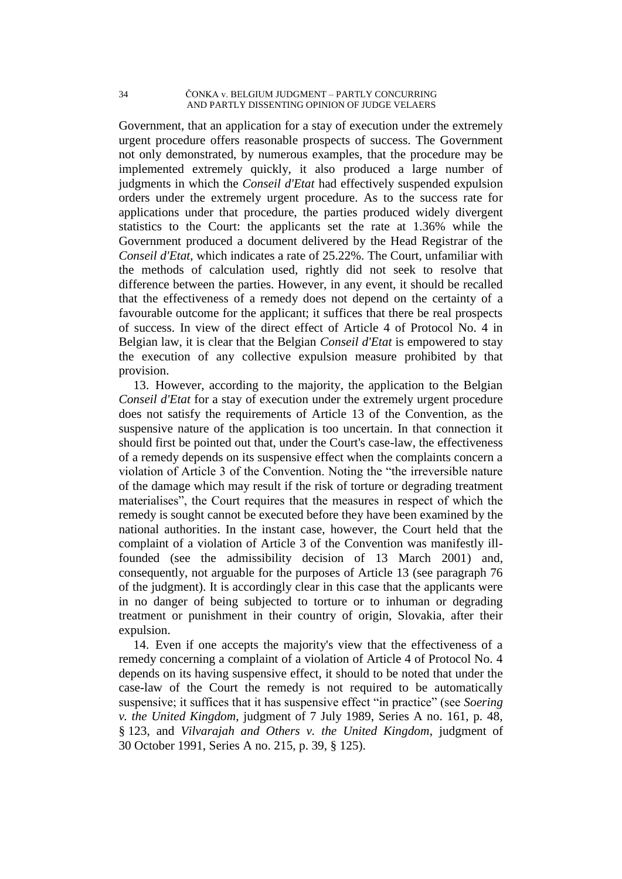Government, that an application for a stay of execution under the extremely urgent procedure offers reasonable prospects of success. The Government not only demonstrated, by numerous examples, that the procedure may be implemented extremely quickly, it also produced a large number of judgments in which the *Conseil d'Etat* had effectively suspended expulsion orders under the extremely urgent procedure. As to the success rate for applications under that procedure, the parties produced widely divergent statistics to the Court: the applicants set the rate at 1.36% while the Government produced a document delivered by the Head Registrar of the *Conseil d'Etat*, which indicates a rate of 25.22%. The Court, unfamiliar with the methods of calculation used, rightly did not seek to resolve that difference between the parties. However, in any event, it should be recalled that the effectiveness of a remedy does not depend on the certainty of a favourable outcome for the applicant; it suffices that there be real prospects of success. In view of the direct effect of Article 4 of Protocol No. 4 in Belgian law, it is clear that the Belgian *Conseil d'Etat* is empowered to stay the execution of any collective expulsion measure prohibited by that provision.

13. However, according to the majority, the application to the Belgian *Conseil d'Etat* for a stay of execution under the extremely urgent procedure does not satisfy the requirements of Article 13 of the Convention, as the suspensive nature of the application is too uncertain. In that connection it should first be pointed out that, under the Court's case-law, the effectiveness of a remedy depends on its suspensive effect when the complaints concern a violation of Article 3 of the Convention. Noting the "the irreversible nature of the damage which may result if the risk of torture or degrading treatment materialises", the Court requires that the measures in respect of which the remedy is sought cannot be executed before they have been examined by the national authorities. In the instant case, however, the Court held that the complaint of a violation of Article 3 of the Convention was manifestly ill-founded (see the admissibility decision of 13 March 2001) and, consequently, not arguable for the purposes of Article 13 (see paragraph 76 of the judgment). It is accordingly clear in this case that the applicants were in no danger of being subjected to torture or to inhuman or degrading treatment or punishment in their country of origin, Slovakia, after their expulsion.

14. Even if one accepts the majority's view that the effectiveness of a remedy concerning a complaint of a violation of Article 4 of Protocol No. 4 depends on its having suspensive effect, it should to be noted that under the case-law of the Court the remedy is not required to be automatically suspensive; it suffices that it has suspensive effect "in practice" (see *Soering v. the United Kingdom*, judgment of 7 July 1989, Series A no. 161, p. 48, § 123, and *Vilvarajah and Others v. the United Kingdom*, judgment of 30 October 1991, Series A no. 215, p. 39, § 125).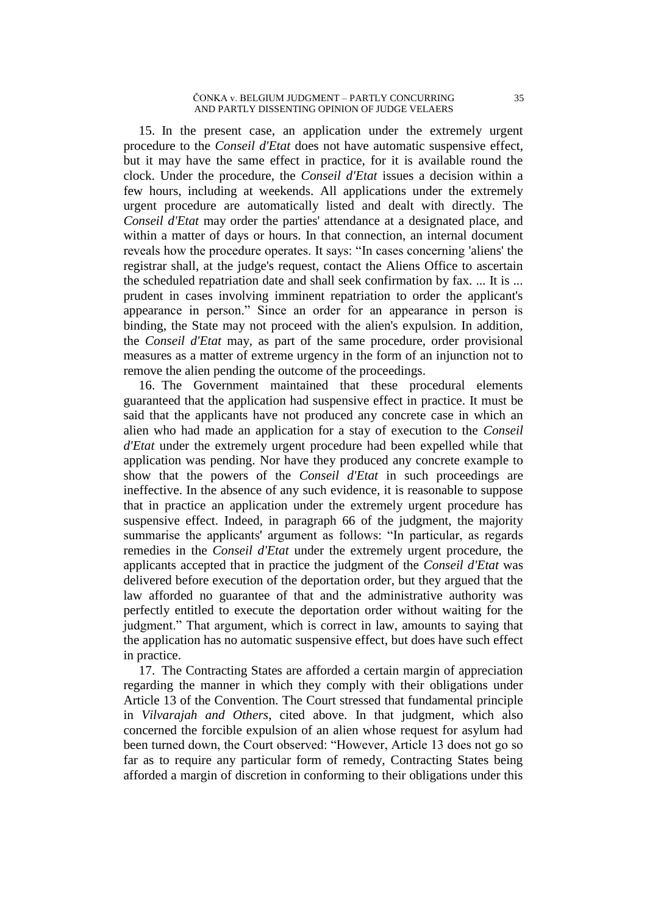15. In the present case, an application under the extremely urgent procedure to the *Conseil d'Etat* does not have automatic suspensive effect, but it may have the same effect in practice, for it is available round the clock. Under the procedure, the *Conseil d'Etat* issues a decision within a few hours, including at weekends. All applications under the extremely urgent procedure are automatically listed and dealt with directly. The *Conseil d'Etat* may order the parties' attendance at a designated place, and within a matter of days or hours. In that connection, an internal document reveals how the procedure operates. It says: "In cases concerning 'aliens' the registrar shall, at the judge's request, contact the Aliens Office to ascertain the scheduled repatriation date and shall seek confirmation by fax. ... It is ... prudent in cases involving imminent repatriation to order the applicant's appearance in person." Since an order for an appearance in person is binding, the State may not proceed with the alien's expulsion. In addition, the *Conseil d'Etat* may, as part of the same procedure, order provisional measures as a matter of extreme urgency in the form of an injunction not to remove the alien pending the outcome of the proceedings.

16. The Government maintained that these procedural elements guaranteed that the application had suspensive effect in practice. It must be said that the applicants have not produced any concrete case in which an alien who had made an application for a stay of execution to the *Conseil d'Etat* under the extremely urgent procedure had been expelled while that application was pending. Nor have they produced any concrete example to show that the powers of the *Conseil d'Etat* in such proceedings are ineffective. In the absence of any such evidence, it is reasonable to suppose that in practice an application under the extremely urgent procedure has suspensive effect. Indeed, in paragraph 66 of the judgment, the majority summarise the applicants' argument as follows: "In particular, as regards remedies in the *Conseil d'Etat* under the extremely urgent procedure, the applicants accepted that in practice the judgment of the *Conseil d'Etat* was delivered before execution of the deportation order, but they argued that the law afforded no guarantee of that and the administrative authority was perfectly entitled to execute the deportation order without waiting for the judgment." That argument, which is correct in law, amounts to saying that the application has no automatic suspensive effect, but does have such effect in practice.

17. The Contracting States are afforded a certain margin of appreciation regarding the manner in which they comply with their obligations under Article 13 of the Convention. The Court stressed that fundamental principle in *Vilvarajah and Others*, cited above. In that judgment, which also concerned the forcible expulsion of an alien whose request for asylum had been turned down, the Court observed: "However, Article 13 does not go so far as to require any particular form of remedy, Contracting States being afforded a margin of discretion in conforming to their obligations under this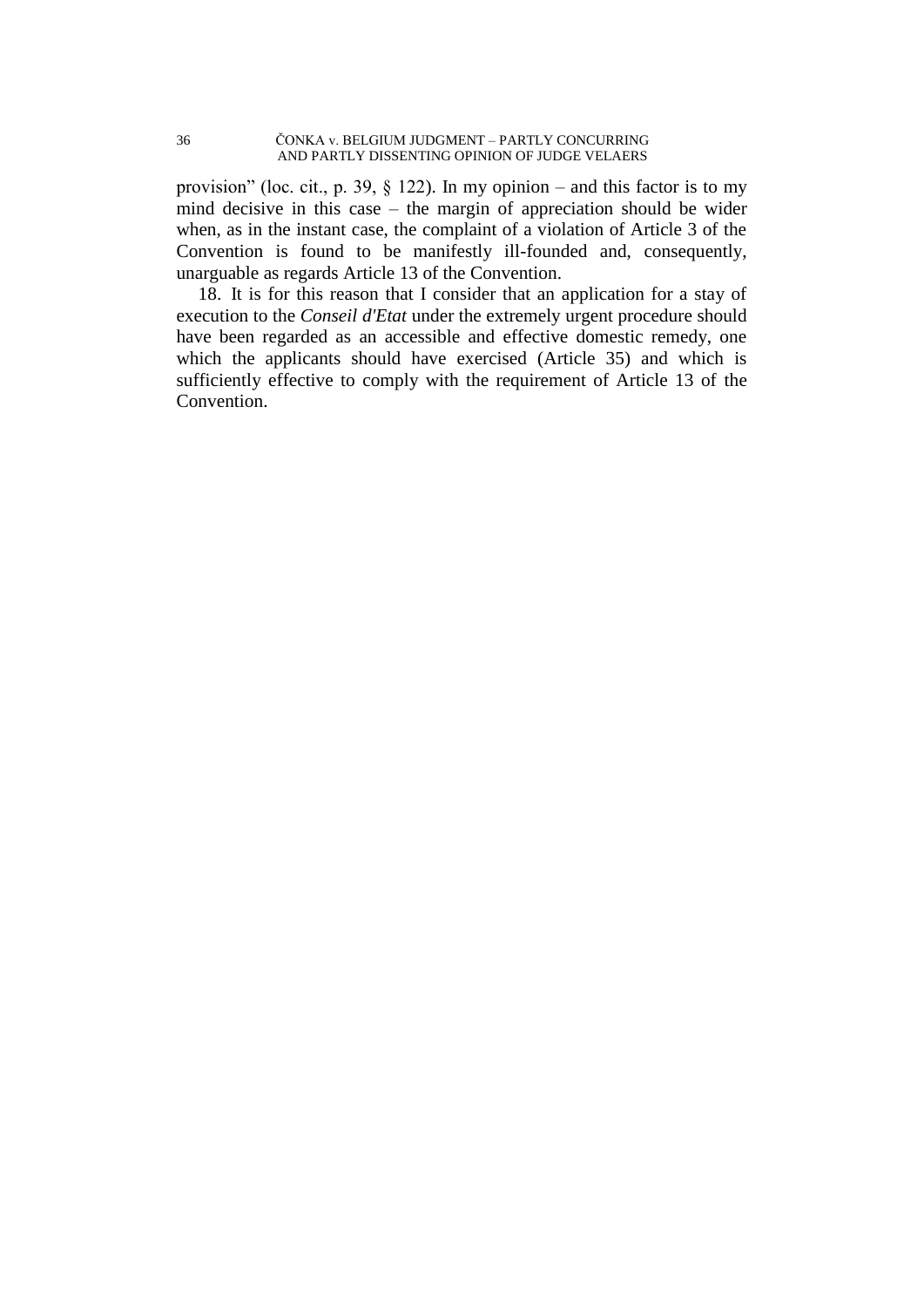provision" (loc. cit., p. 39, § 122). In my opinion – and this factor is to my mind decisive in this case – the margin of appreciation should be wider when, as in the instant case, the complaint of a violation of Article 3 of the Convention is found to be manifestly ill-founded and, consequently, unarguable as regards Article 13 of the Convention.

18. It is for this reason that I consider that an application for a stay of execution to the *Conseil d'Etat* under the extremely urgent procedure should have been regarded as an accessible and effective domestic remedy, one which the applicants should have exercised (Article 35) and which is sufficiently effective to comply with the requirement of Article 13 of the Convention.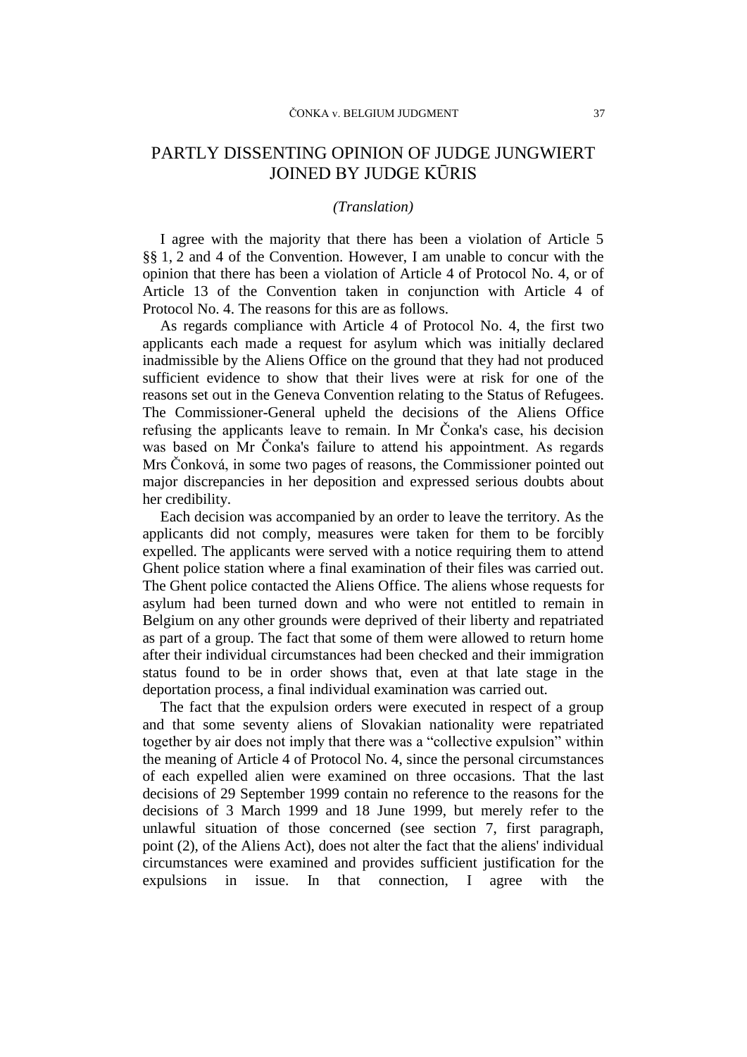# PARTLY DISSENTING OPINION OF JUDGE JUNGWIERT JOINED BY JUDGE KŪRIS

*(Translation)*

I agree with the majority that there has been a violation of Article 5 §§ 1, 2 and 4 of the Convention. However, I am unable to concur with the opinion that there has been a violation of Article 4 of Protocol No. 4, or of Article 13 of the Convention taken in conjunction with Article 4 of Protocol No. 4. The reasons for this are as follows.

As regards compliance with Article 4 of Protocol No. 4, the first two applicants each made a request for asylum which was initially declared inadmissible by the Aliens Office on the ground that they had not produced sufficient evidence to show that their lives were at risk for one of the reasons set out in the Geneva Convention relating to the Status of Refugees. The Commissioner-General upheld the decisions of the Aliens Office refusing the applicants leave to remain. In Mr Čonka's case, his decision was based on Mr Čonka's failure to attend his appointment. As regards Mrs Čonková, in some two pages of reasons, the Commissioner pointed out major discrepancies in her deposition and expressed serious doubts about her credibility.

Each decision was accompanied by an order to leave the territory. As the applicants did not comply, measures were taken for them to be forcibly expelled. The applicants were served with a notice requiring them to attend Ghent police station where a final examination of their files was carried out. The Ghent police contacted the Aliens Office. The aliens whose requests for asylum had been turned down and who were not entitled to remain in Belgium on any other grounds were deprived of their liberty and repatriated as part of a group. The fact that some of them were allowed to return home after their individual circumstances had been checked and their immigration status found to be in order shows that, even at that late stage in the deportation process, a final individual examination was carried out.

The fact that the expulsion orders were executed in respect of a group and that some seventy aliens of Slovakian nationality were repatriated together by air does not imply that there was a "collective expulsion" within the meaning of Article 4 of Protocol No. 4, since the personal circumstances of each expelled alien were examined on three occasions. That the last decisions of 29 September 1999 contain no reference to the reasons for the decisions of 3 March 1999 and 18 June 1999, but merely refer to the unlawful situation of those concerned (see section 7, first paragraph, point (2), of the Aliens Act), does not alter the fact that the aliens' individual circumstances were examined and provides sufficient justification for the expulsions in issue. In that connection, I agree with the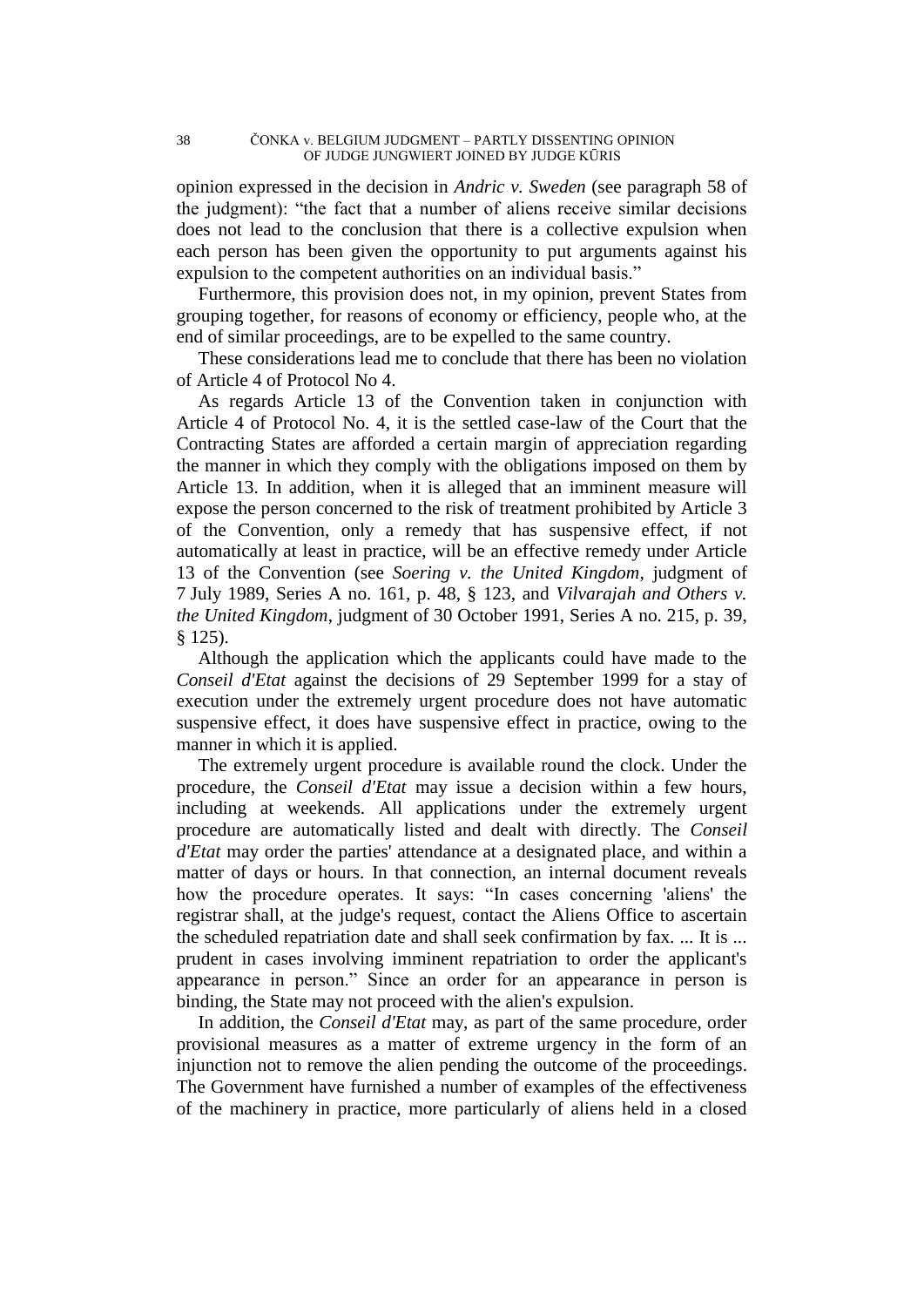opinion expressed in the decision in *Andric v. Sweden* (see paragraph 58 of the judgment): "the fact that a number of aliens receive similar decisions does not lead to the conclusion that there is a collective expulsion when each person has been given the opportunity to put arguments against his expulsion to the competent authorities on an individual basis."

Furthermore, this provision does not, in my opinion, prevent States from grouping together, for reasons of economy or efficiency, people who, at the end of similar proceedings, are to be expelled to the same country.

These considerations lead me to conclude that there has been no violation of Article 4 of Protocol No 4.

As regards Article 13 of the Convention taken in conjunction with Article 4 of Protocol No. 4, it is the settled case-law of the Court that the Contracting States are afforded a certain margin of appreciation regarding the manner in which they comply with the obligations imposed on them by Article 13. In addition, when it is alleged that an imminent measure will expose the person concerned to the risk of treatment prohibited by Article 3 of the Convention, only a remedy that has suspensive effect, if not automatically at least in practice, will be an effective remedy under Article 13 of the Convention (see *Soering v. the United Kingdom*, judgment of 7 July 1989, Series A no. 161, p. 48, § 123, and *Vilvarajah and Others v. the United Kingdom*, judgment of 30 October 1991, Series A no. 215, p. 39, § 125).

Although the application which the applicants could have made to the *Conseil d'Etat* against the decisions of 29 September 1999 for a stay of execution under the extremely urgent procedure does not have automatic suspensive effect, it does have suspensive effect in practice, owing to the manner in which it is applied.

The extremely urgent procedure is available round the clock. Under the procedure, the *Conseil d'Etat* may issue a decision within a few hours, including at weekends. All applications under the extremely urgent procedure are automatically listed and dealt with directly. The *Conseil d'Etat* may order the parties' attendance at a designated place, and within a matter of days or hours. In that connection, an internal document reveals how the procedure operates. It says: "In cases concerning 'aliens' the registrar shall, at the judge's request, contact the Aliens Office to ascertain the scheduled repatriation date and shall seek confirmation by fax. ... It is ... prudent in cases involving imminent repatriation to order the applicant's appearance in person." Since an order for an appearance in person is binding, the State may not proceed with the alien's expulsion.

In addition, the *Conseil d'Etat* may, as part of the same procedure, order provisional measures as a matter of extreme urgency in the form of an injunction not to remove the alien pending the outcome of the proceedings. The Government have furnished a number of examples of the effectiveness of the machinery in practice, more particularly of aliens held in a closed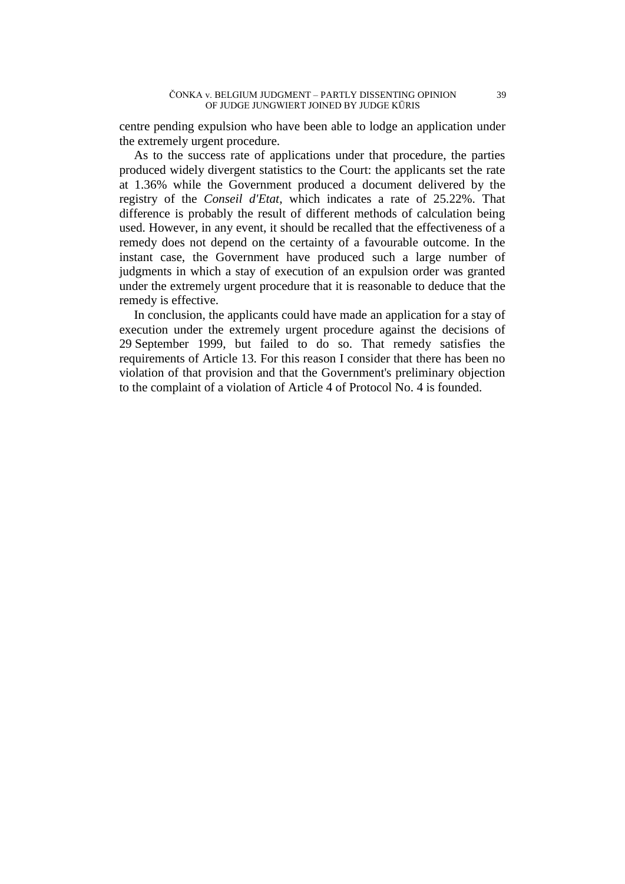centre pending expulsion who have been able to lodge an application under the extremely urgent procedure.

As to the success rate of applications under that procedure, the parties produced widely divergent statistics to the Court: the applicants set the rate at 1.36% while the Government produced a document delivered by the registry of the *Conseil d'Etat*, which indicates a rate of 25.22%. That difference is probably the result of different methods of calculation being used. However, in any event, it should be recalled that the effectiveness of a remedy does not depend on the certainty of a favourable outcome. In the instant case, the Government have produced such a large number of judgments in which a stay of execution of an expulsion order was granted under the extremely urgent procedure that it is reasonable to deduce that the remedy is effective.

In conclusion, the applicants could have made an application for a stay of execution under the extremely urgent procedure against the decisions of 29 September 1999, but failed to do so. That remedy satisfies the requirements of Article 13. For this reason I consider that there has been no violation of that provision and that the Government's preliminary objection to the complaint of a violation of Article 4 of Protocol No. 4 is founded.